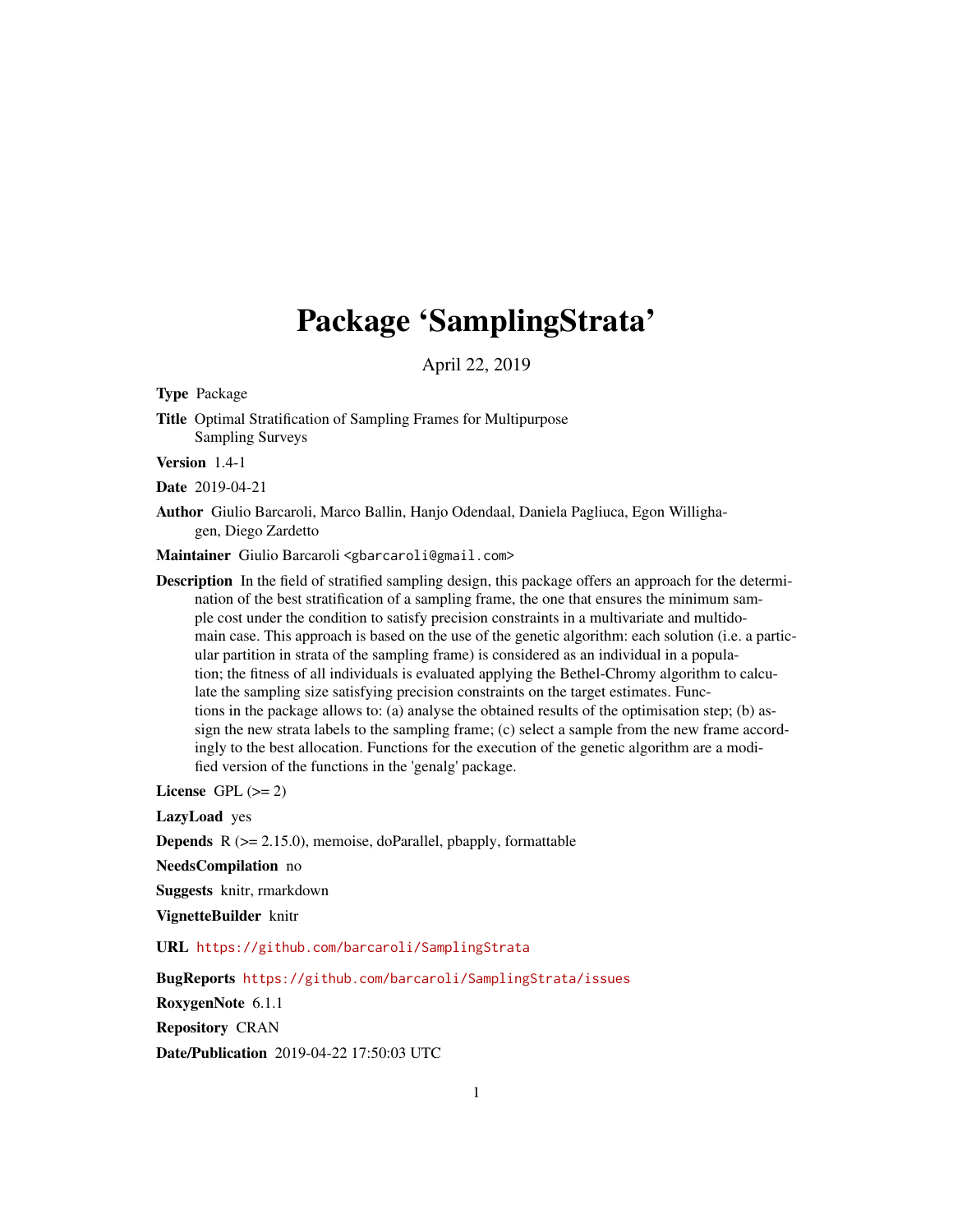# Package 'SamplingStrata'

April 22, 2019

**Type** Package

**Title** Optimal Stratification of Sampling Frames for Multipurpose Sampling Surveys

**Version** 1.4-1

**Date** 2019-04-21

**Author** Giulio Barcaroli, Marco Ballin, Hanjo Odendaal, Daniela Pagliuca, Egon Willighagen, Diego Zardetto

**Maintainer** Giulio Barcaroli <gbarcaroli@gmail.com>

**Description** In the field of stratified sampling design, this package offers an approach for the determination of the best stratification of a sampling frame, the one that ensures the minimum sample cost under the condition to satisfy precision constraints in a multivariate and multidomain case. This approach is based on the use of the genetic algorithm: each solution (i.e. a particular partition in strata of the sampling frame) is considered as an individual in a population; the fitness of all individuals is evaluated applying the Bethel-Chromy algorithm to calculate the sampling size satisfying precision constraints on the target estimates. Functions in the package allows to: (a) analyse the obtained results of the optimisation step; (b) assign the new strata labels to the sampling frame; (c) select a sample from the new frame accordingly to the best allocation. Functions for the execution of the genetic algorithm are a modified version of the functions in the 'genalg' package.

**License** GPL (>= 2)

**LazyLoad** yes

**Depends** R (>= 2.15.0), memoise, doParallel, pbapply, formattable

**NeedsCompilation** no

**Suggests** knitr, rmarkdown

**VignetteBuilder** knitr

**URL** https://github.com/barcaroli/SamplingStrata

**BugReports** https://github.com/barcaroli/SamplingStrata/issues

**RoxygenNote** 6.1.1

**Repository** CRAN

**Date/Publication** 2019-04-22 17:50:03 UTC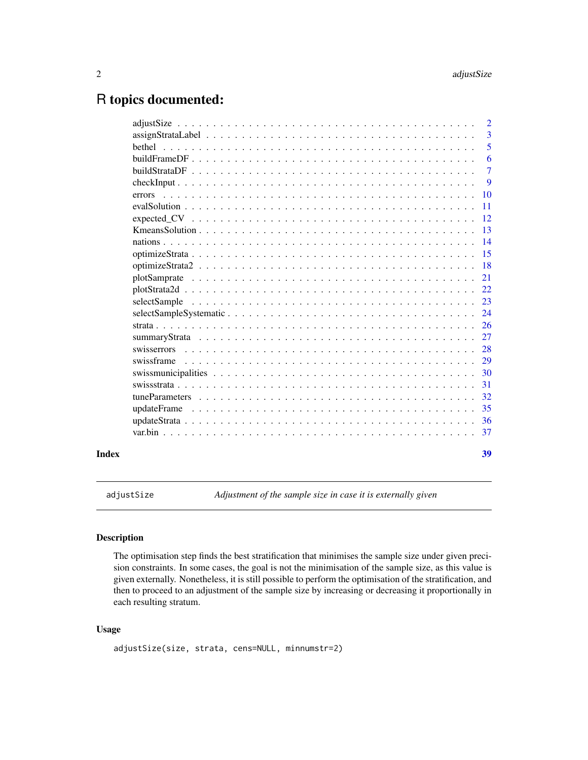# R topics documented:

| | |
|---|---|
| adjustSize | 2 |
| assignStrataLabel | 3 |
| bethel | 5 |
| buildFrameDF | 6 |
| buildStrataDF | 7 |
| checkInput | 9 |
| errors | 10 |
| evalSolution | 11 |
| expected_CV | 12 |
| KmeansSolution | 13 |
| nations | 14 |
| optimizeStrata | 15 |
| optimizeStrata2 | 18 |
| plotSamprate | 21 |
| plotStrata2d | 22 |
| selectSample | 23 |
| selectSampleSystematic | 24 |
| strata | 26 |
| summaryStrata | 27 |
| swisserrors | 28 |
| swissframe | 29 |
| swissmunicipalities | 30 |
| swissstrata | 31 |
| tuneParameters | 32 |
| updateFrame | 35 |
| updateStrata | 36 |
| var.bin | 37 |

**Index** 39

---

`adjustSize` *Adjustment of the sample size in case it is externally given*

---

## Description

The optimisation step finds the best stratification that minimises the sample size under given precision constraints. In some cases, the goal is not the minimisation of the sample size, as this value is given externally. Nonetheless, it is still possible to perform the optimisation of the stratification, and then to proceed to an adjustment of the sample size by increasing or decreasing it proportionally in each resulting stratum.

## Usage

```
adjustSize(size, strata, cens=NULL, minnumstr=2)
```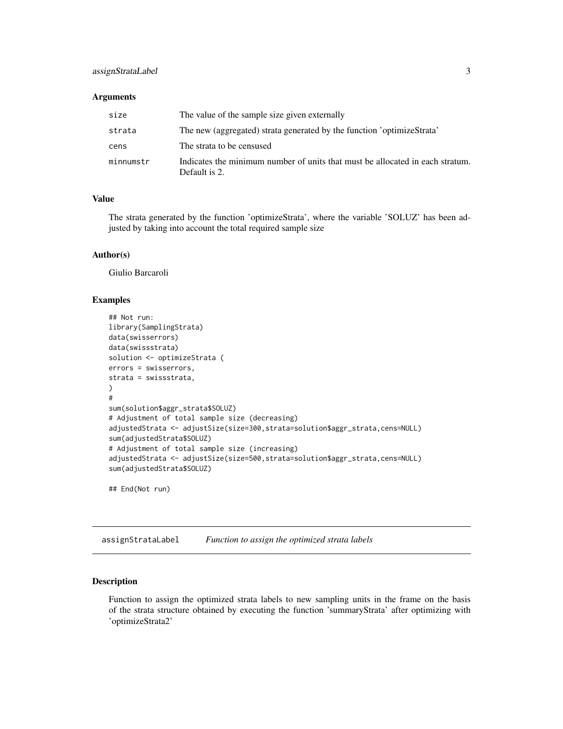### Arguments

| | |
|---|---|
| size | The value of the sample size given externally |
| strata | The new (aggregated) strata generated by the function 'optimizeStrata' |
| cens | The strata to be censused |
| minnumstr | Indicates the minimum number of units that must be allocated in each stratum. Default is 2. |

### Value

The strata generated by the function 'optimizeStrata', where the variable 'SOLUZ' has been adjusted by taking into account the total required sample size

### Author(s)

Giulio Barcaroli

### Examples

```
## Not run:
library(SamplingStrata)
data(swisserrors)
data(swissstrata)
solution <- optimizeStrata (
errors = swisserrors,
strata = swissstrata,
)
#
sum(solution$aggr_strata$SOLUZ)
# Adjustment of total sample size (decreasing)
adjustedStrata <- adjustSize(size=300,strata=solution$aggr_strata,cens=NULL)
sum(adjustedStrata$SOLUZ)
# Adjustment of total sample size (increasing)
adjustedStrata <- adjustSize(size=500,strata=solution$aggr_strata,cens=NULL)
sum(adjustedStrata$SOLUZ)

## End(Not run)
```

---

## assignStrataLabel *Function to assign the optimized strata labels*

### Description

Function to assign the optimized strata labels to new sampling units in the frame on the basis of the strata structure obtained by executing the function 'summaryStrata' after optimizing with 'optimizeStrata2'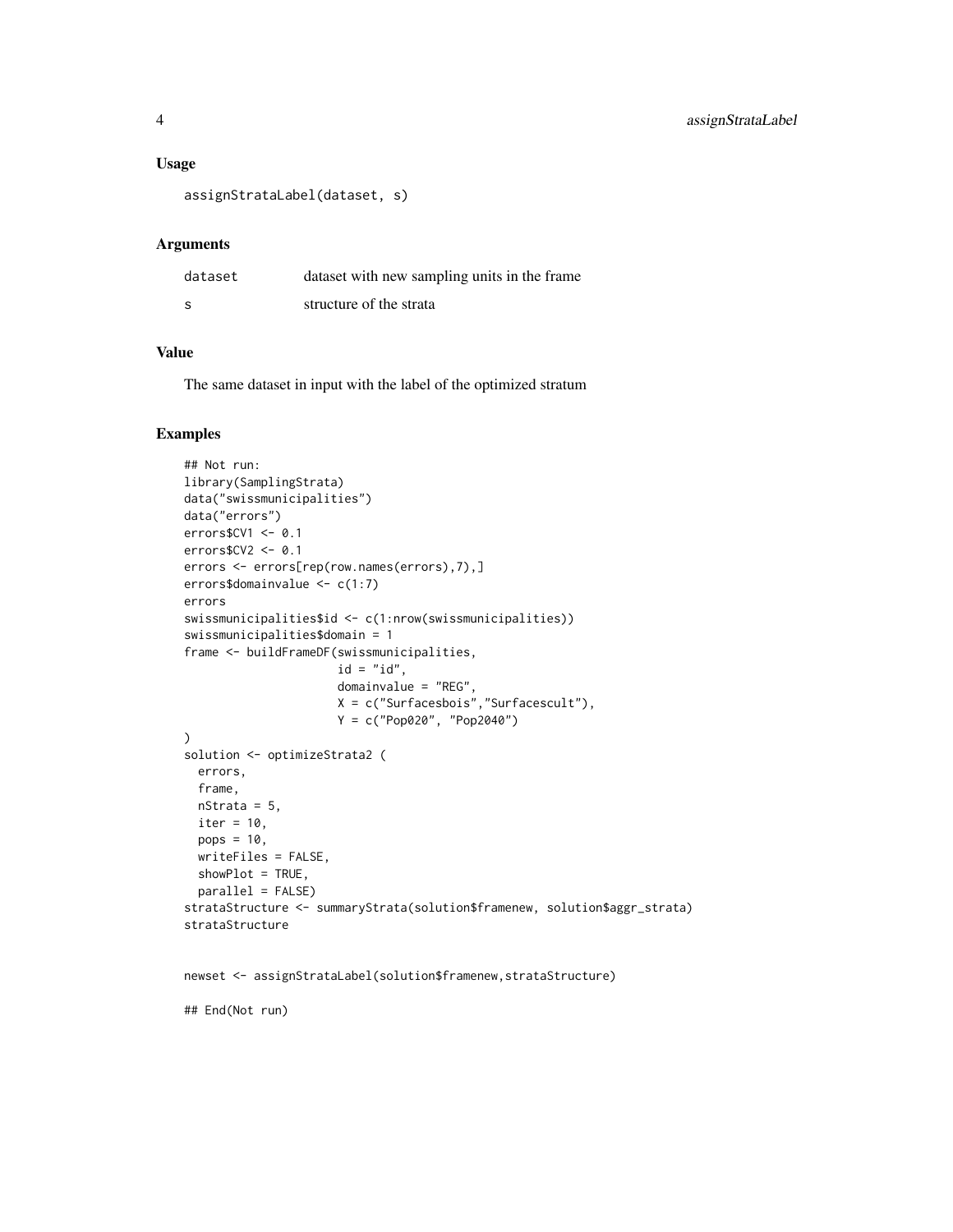### Usage

```
assignStrataLabel(dataset, s)
```

### Arguments

| | |
|---|---|
| dataset | dataset with new sampling units in the frame |
| s | structure of the strata |

### Value

The same dataset in input with the label of the optimized stratum

### Examples

```
## Not run:
library(SamplingStrata)
data("swissmunicipalities")
data("errors")
errors$CV1 <- 0.1
errors$CV2 <- 0.1
errors <- errors[rep(row.names(errors),7),]
errors$domainvalue <- c(1:7)
errors
swissmunicipalities$id <- c(1:nrow(swissmunicipalities))
swissmunicipalities$domain = 1
frame <- buildFrameDF(swissmunicipalities,
                      id = "id",
                      domainvalue = "REG",
                      X = c("Surfacesbois","Surfacescult"),
                      Y = c("Pop020", "Pop2040")
)
solution <- optimizeStrata2 (
  errors,
  frame,
  nStrata = 5,
  iter = 10,
  pops = 10,
  writeFiles = FALSE,
  showPlot = TRUE,
  parallel = FALSE)
strataStructure <- summaryStrata(solution$framenew, solution$aggr_strata)
strataStructure


newset <- assignStrataLabel(solution$framenew,strataStructure)

## End(Not run)
```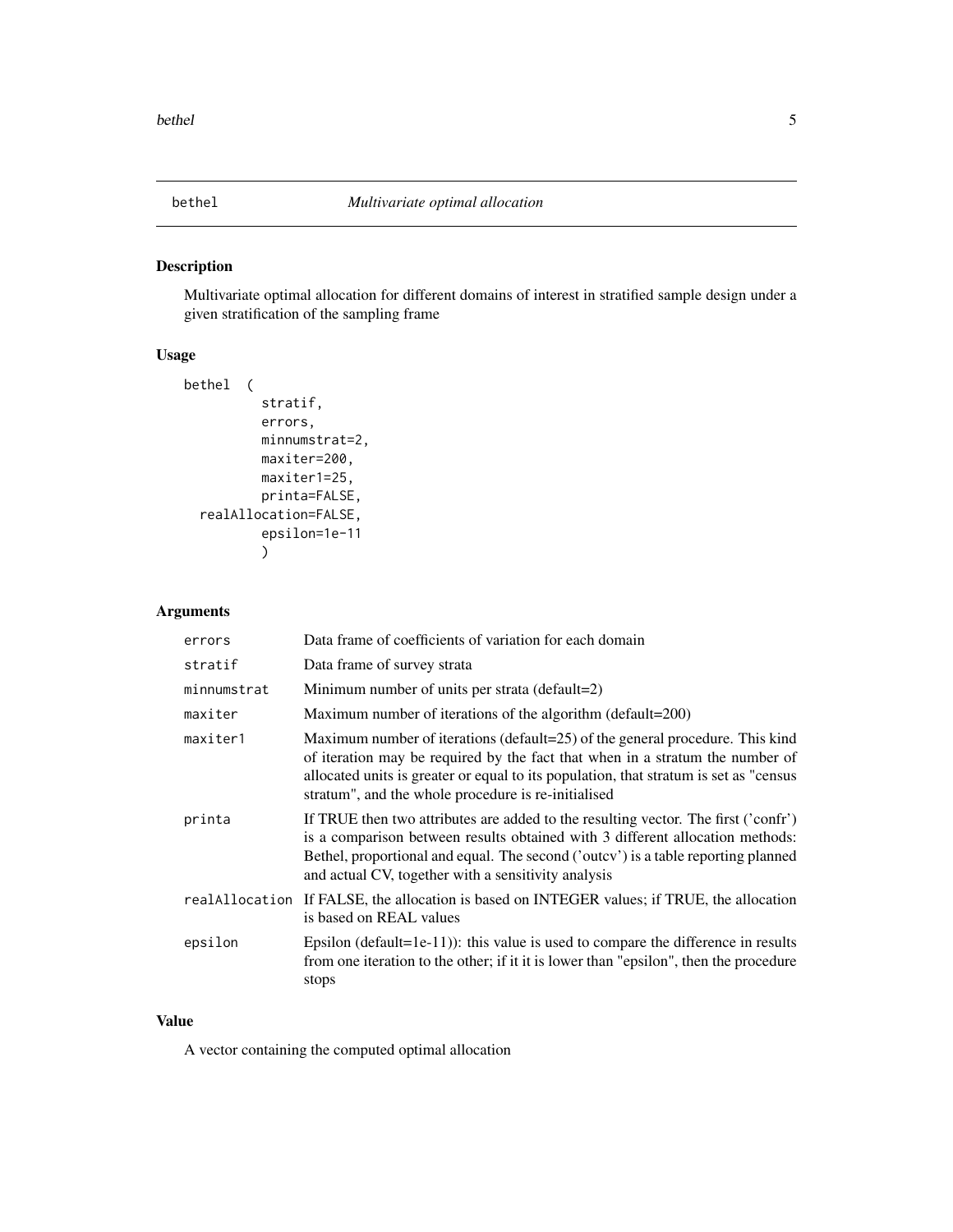# bethel — *Multivariate optimal allocation*

## Description

Multivariate optimal allocation for different domains of interest in stratified sample design under a given stratification of the sampling frame

## Usage

```
bethel  (
          stratif,
          errors,
          minnumstrat=2,
          maxiter=200,
          maxiter1=25,
          printa=FALSE,
  realAllocation=FALSE,
          epsilon=1e-11
          )
```

## Arguments

| | |
|---|---|
| errors | Data frame of coefficients of variation for each domain |
| stratif | Data frame of survey strata |
| minnumstrat | Minimum number of units per strata (default=2) |
| maxiter | Maximum number of iterations of the algorithm (default=200) |
| maxiter1 | Maximum number of iterations (default=25) of the general procedure. This kind of iteration may be required by the fact that when in a stratum the number of allocated units is greater or equal to its population, that stratum is set as "census stratum", and the whole procedure is re-initialised |
| printa | If TRUE then two attributes are added to the resulting vector. The first ('confr') is a comparison between results obtained with 3 different allocation methods: Bethel, proportional and equal. The second ('outcv') is a table reporting planned and actual CV, together with a sensitivity analysis |
| realAllocation | If FALSE, the allocation is based on INTEGER values; if TRUE, the allocation is based on REAL values |
| epsilon | Epsilon (default=1e-11)): this value is used to compare the difference in results from one iteration to the other; if it it is lower than "epsilon", then the procedure stops |

## Value

A vector containing the computed optimal allocation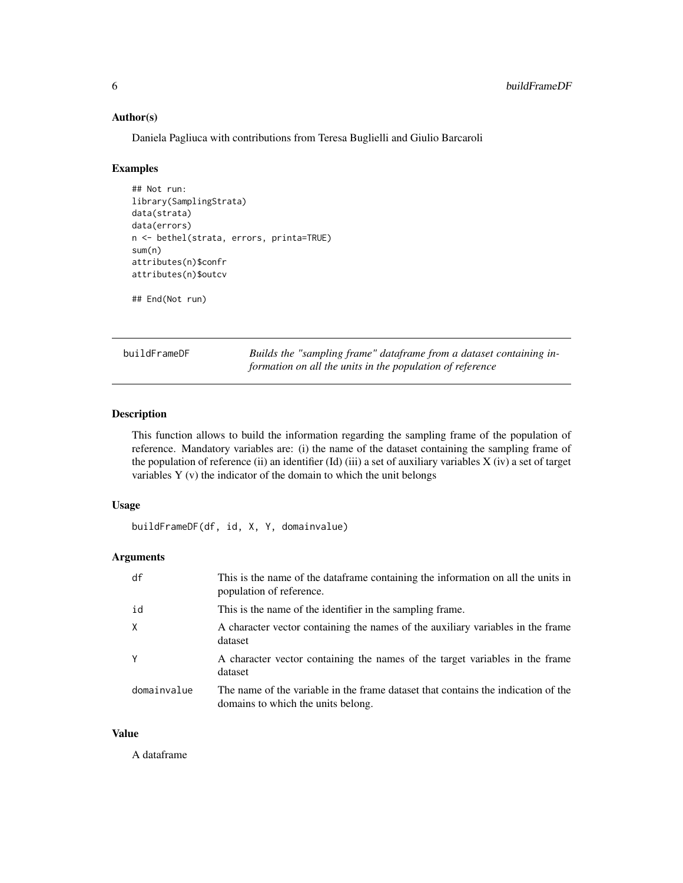### Author(s)

Daniela Pagliuca with contributions from Teresa Buglielli and Giulio Barcaroli

### Examples

```
## Not run:
library(SamplingStrata)
data(strata)
data(errors)
n <- bethel(strata, errors, printa=TRUE)
sum(n)
attributes(n)$confr
attributes(n)$outcv

## End(Not run)
```

---

## buildFrameDF

*Builds the "sampling frame" dataframe from a dataset containing information on all the units in the population of reference*

---

### Description

This function allows to build the information regarding the sampling frame of the population of reference. Mandatory variables are: (i) the name of the dataset containing the sampling frame of the population of reference (ii) an identifier (Id) (iii) a set of auxiliary variables X (iv) a set of target variables Y (v) the indicator of the domain to which the unit belongs

### Usage

```
buildFrameDF(df, id, X, Y, domainvalue)
```

### Arguments

| | |
|---|---|
| df | This is the name of the dataframe containing the information on all the units in population of reference. |
| id | This is the name of the identifier in the sampling frame. |
| X | A character vector containing the names of the auxiliary variables in the frame dataset |
| Y | A character vector containing the names of the target variables in the frame dataset |
| domainvalue | The name of the variable in the frame dataset that contains the indication of the domains to which the units belong. |

### Value

A dataframe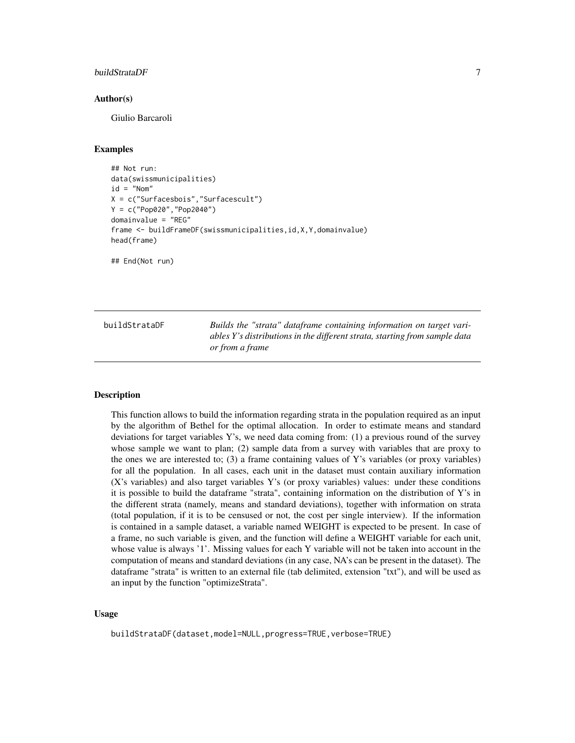### Author(s)

Giulio Barcaroli

### Examples

```
## Not run:
data(swissmunicipalities)
id = "Nom"
X = c("Surfacesbois","Surfacescult")
Y = c("Pop020","Pop2040")
domainvalue = "REG"
frame <- buildFrameDF(swissmunicipalities,id,X,Y,domainvalue)
head(frame)

## End(Not run)
```

---

## buildStrataDF

*Builds the "strata" dataframe containing information on target variables Y's distributions in the different strata, starting from sample data or from a frame*

---

### Description

This function allows to build the information regarding strata in the population required as an input by the algorithm of Bethel for the optimal allocation. In order to estimate means and standard deviations for target variables Y's, we need data coming from: (1) a previous round of the survey whose sample we want to plan; (2) sample data from a survey with variables that are proxy to the ones we are interested to; (3) a frame containing values of Y's variables (or proxy variables) for all the population. In all cases, each unit in the dataset must contain auxiliary information (X's variables) and also target variables Y's (or proxy variables) values: under these conditions it is possible to build the dataframe "strata", containing information on the distribution of Y's in the different strata (namely, means and standard deviations), together with information on strata (total population, if it is to be censused or not, the cost per single interview). If the information is contained in a sample dataset, a variable named WEIGHT is expected to be present. In case of a frame, no such variable is given, and the function will define a WEIGHT variable for each unit, whose value is always '1'. Missing values for each Y variable will not be taken into account in the computation of means and standard deviations (in any case, NA's can be present in the dataset). The dataframe "strata" is written to an external file (tab delimited, extension "txt"), and will be used as an input by the function "optimizeStrata".

### Usage

```
buildStrataDF(dataset,model=NULL,progress=TRUE,verbose=TRUE)
```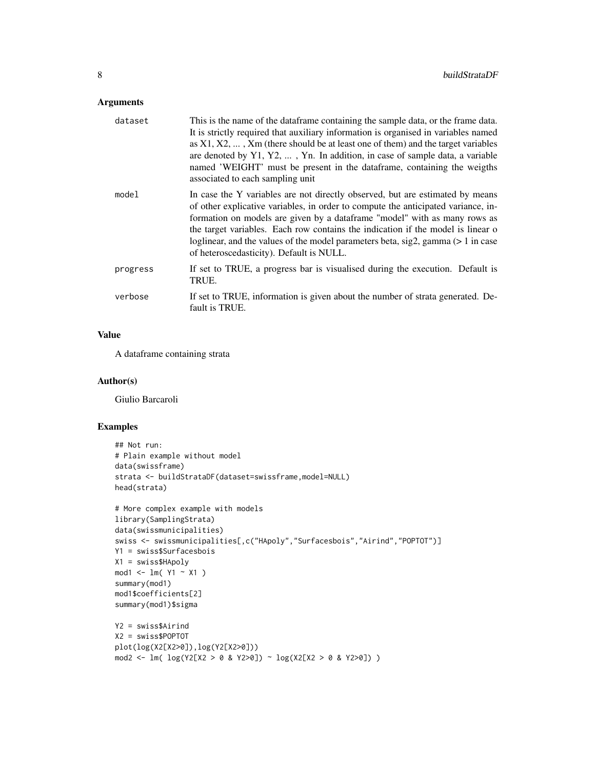## Arguments

| | |
|---|---|
| dataset | This is the name of the dataframe containing the sample data, or the frame data. It is strictly required that auxiliary information is organised in variables named as X1, X2, ... , Xm (there should be at least one of them) and the target variables are denoted by Y1, Y2, ... , Yn. In addition, in case of sample data, a variable named 'WEIGHT' must be present in the dataframe, containing the weigths associated to each sampling unit |
| model | In case the Y variables are not directly observed, but are estimated by means of other explicative variables, in order to compute the anticipated variance, information on models are given by a dataframe "model" with as many rows as the target variables. Each row contains the indication if the model is linear o loglinear, and the values of the model parameters beta, sig2, gamma (> 1 in case of heteroscedasticity). Default is NULL. |
| progress | If set to TRUE, a progress bar is visualised during the execution. Default is TRUE. |
| verbose | If set to TRUE, information is given about the number of strata generated. Default is TRUE. |

## Value

A dataframe containing strata

## Author(s)

Giulio Barcaroli

## Examples

```
## Not run:
# Plain example without model
data(swissframe)
strata <- buildStrataDF(dataset=swissframe,model=NULL)
head(strata)

# More complex example with models
library(SamplingStrata)
data(swissmunicipalities)
swiss <- swissmunicipalities[,c("HApoly","Surfacesbois","Airind","POPTOT")]
Y1 = swiss$Surfacesbois
X1 = swiss$HApoly
mod1 <- lm( Y1 ~ X1 )
summary(mod1)
mod1$coefficients[2]
summary(mod1)$sigma

Y2 = swiss$Airind
X2 = swiss$POPTOT
plot(log(X2[X2>0]),log(Y2[X2>0]))
mod2 <- lm( log(Y2[X2 > 0 & Y2>0]) ~ log(X2[X2 > 0 & Y2>0]) )
```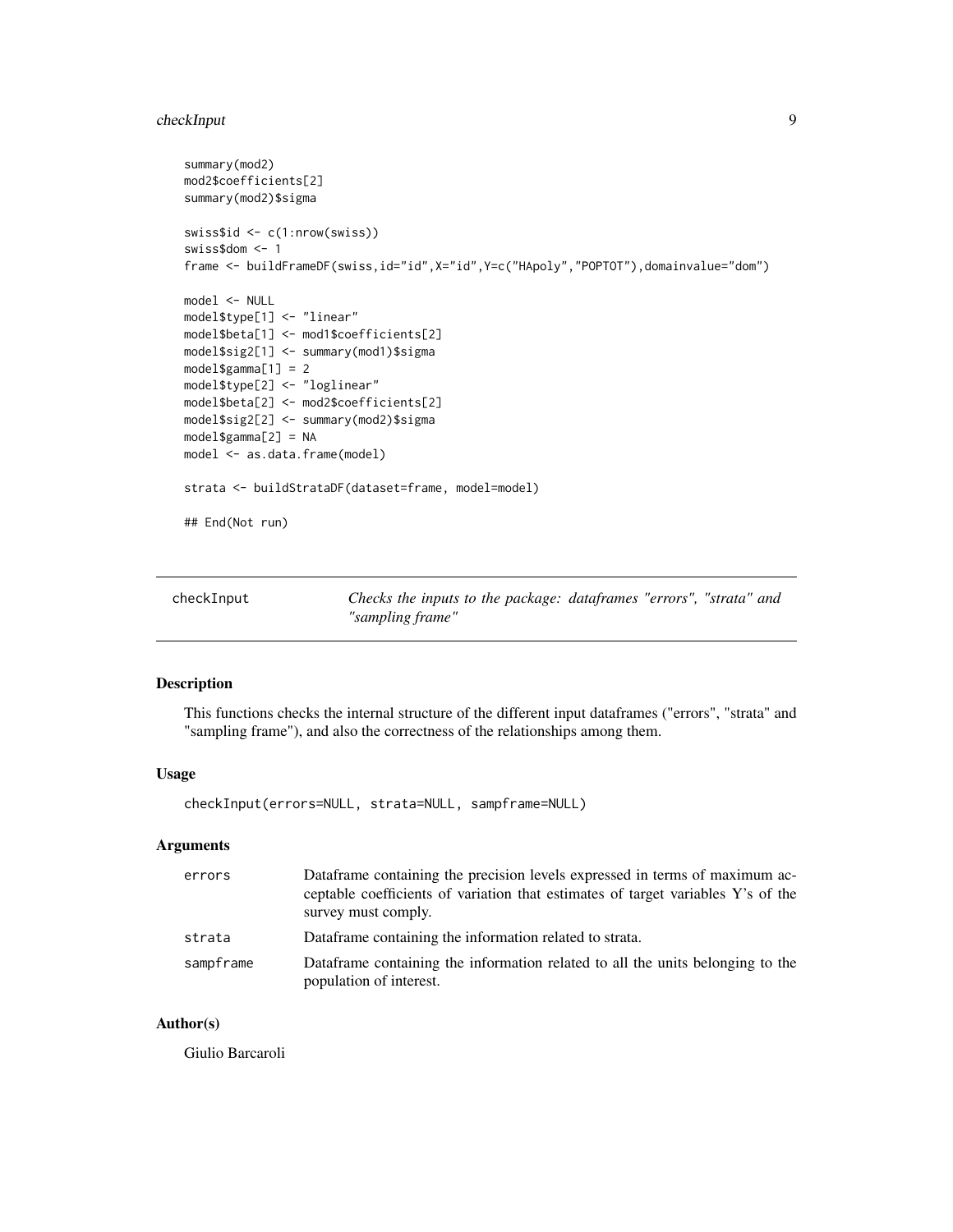```
summary(mod2)
mod2$coefficients[2]
summary(mod2)$sigma

swiss$id <- c(1:nrow(swiss))
swiss$dom <- 1
frame <- buildFrameDF(swiss,id="id",X="id",Y=c("HApoly","POPTOT"),domainvalue="dom")

model <- NULL
model$type[1] <- "linear"
model$beta[1] <- mod1$coefficients[2]
model$sig2[1] <- summary(mod1)$sigma
model$gamma[1] = 2
model$type[2] <- "loglinear"
model$beta[2] <- mod2$coefficients[2]
model$sig2[2] <- summary(mod2)$sigma
model$gamma[2] = NA
model <- as.data.frame(model)

strata <- buildStrataDF(dataset=frame, model=model)

## End(Not run)
```

---

## checkInput — *Checks the inputs to the package: dataframes "errors", "strata" and "sampling frame"*

---

### Description

This functions checks the internal structure of the different input dataframes ("errors", "strata" and "sampling frame"), and also the correctness of the relationships among them.

### Usage

```
checkInput(errors=NULL, strata=NULL, sampframe=NULL)
```

### Arguments

| | |
|---|---|
| `errors` | Dataframe containing the precision levels expressed in terms of maximum acceptable coefficients of variation that estimates of target variables Y's of the survey must comply. |
| `strata` | Dataframe containing the information related to strata. |
| `sampframe` | Dataframe containing the information related to all the units belonging to the population of interest. |

### Author(s)

Giulio Barcaroli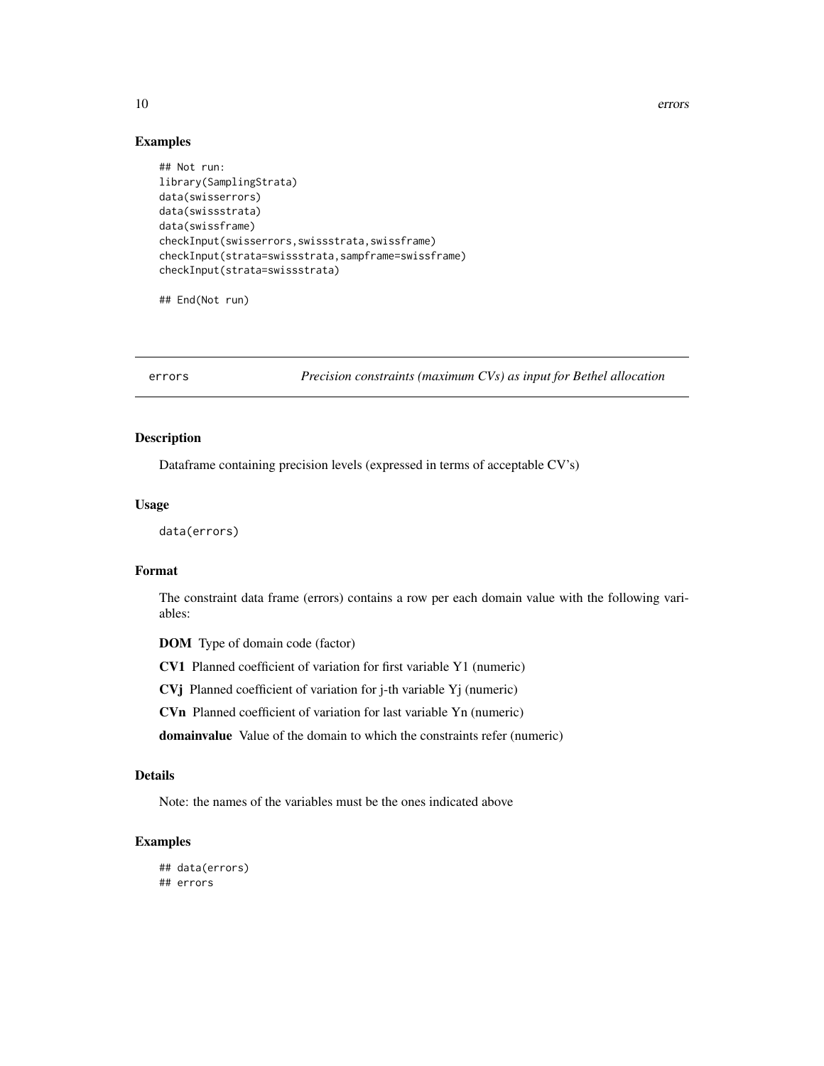## Examples

```
## Not run:
library(SamplingStrata)
data(swisserrors)
data(swissstrata)
data(swissframe)
checkInput(swisserrors,swissstrata,swissframe)
checkInput(strata=swissstrata,sampframe=swissframe)
checkInput(strata=swissstrata)

## End(Not run)
```

---

# errors — *Precision constraints (maximum CVs) as input for Bethel allocation*

---

## Description

Dataframe containing precision levels (expressed in terms of acceptable CV's)

## Usage

```
data(errors)
```

## Format

The constraint data frame (errors) contains a row per each domain value with the following variables:

**DOM** Type of domain code (factor)

**CV1** Planned coefficient of variation for first variable Y1 (numeric)

**CVj** Planned coefficient of variation for j-th variable Yj (numeric)

**CVn** Planned coefficient of variation for last variable Yn (numeric)

**domainvalue** Value of the domain to which the constraints refer (numeric)

## Details

Note: the names of the variables must be the ones indicated above

## Examples

```
## data(errors)
## errors
```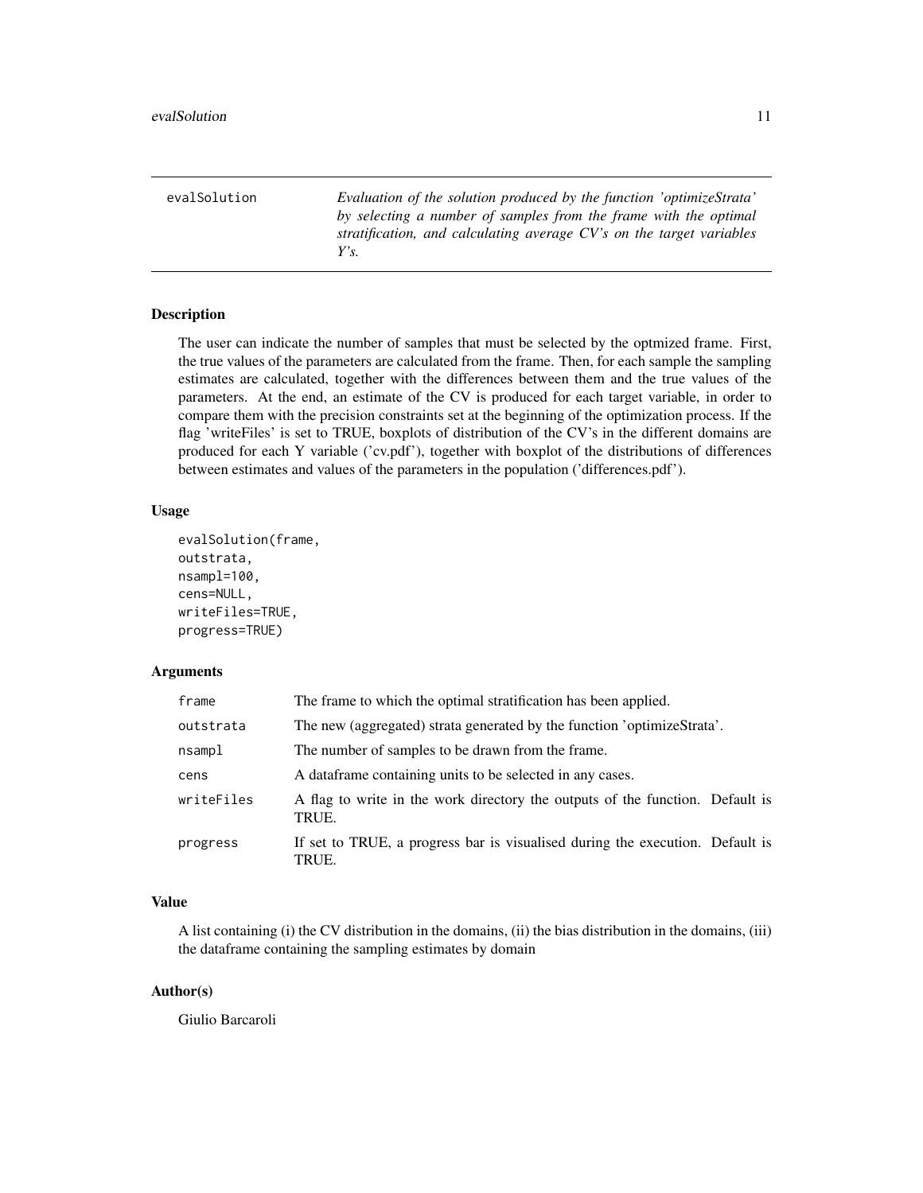evalSolution | *Evaluation of the solution produced by the function 'optimizeStrata' by selecting a number of samples from the frame with the optimal stratification, and calculating average CV's on the target variables Y's.*
---|---

### Description

The user can indicate the number of samples that must be selected by the optmized frame. First, the true values of the parameters are calculated from the frame. Then, for each sample the sampling estimates are calculated, together with the differences between them and the true values of the parameters. At the end, an estimate of the CV is produced for each target variable, in order to compare them with the precision constraints set at the beginning of the optimization process. If the flag 'writeFiles' is set to TRUE, boxplots of distribution of the CV's in the different domains are produced for each Y variable ('cv.pdf'), together with boxplot of the distributions of differences between estimates and values of the parameters in the population ('differences.pdf').

### Usage

```
evalSolution(frame,
outstrata,
nsampl=100,
cens=NULL,
writeFiles=TRUE,
progress=TRUE)
```

### Arguments

| | |
|---|---|
| frame | The frame to which the optimal stratification has been applied. |
| outstrata | The new (aggregated) strata generated by the function 'optimizeStrata'. |
| nsampl | The number of samples to be drawn from the frame. |
| cens | A dataframe containing units to be selected in any cases. |
| writeFiles | A flag to write in the work directory the outputs of the function. Default is TRUE. |
| progress | If set to TRUE, a progress bar is visualised during the execution. Default is TRUE. |

### Value

A list containing (i) the CV distribution in the domains, (ii) the bias distribution in the domains, (iii) the dataframe containing the sampling estimates by domain

### Author(s)

Giulio Barcaroli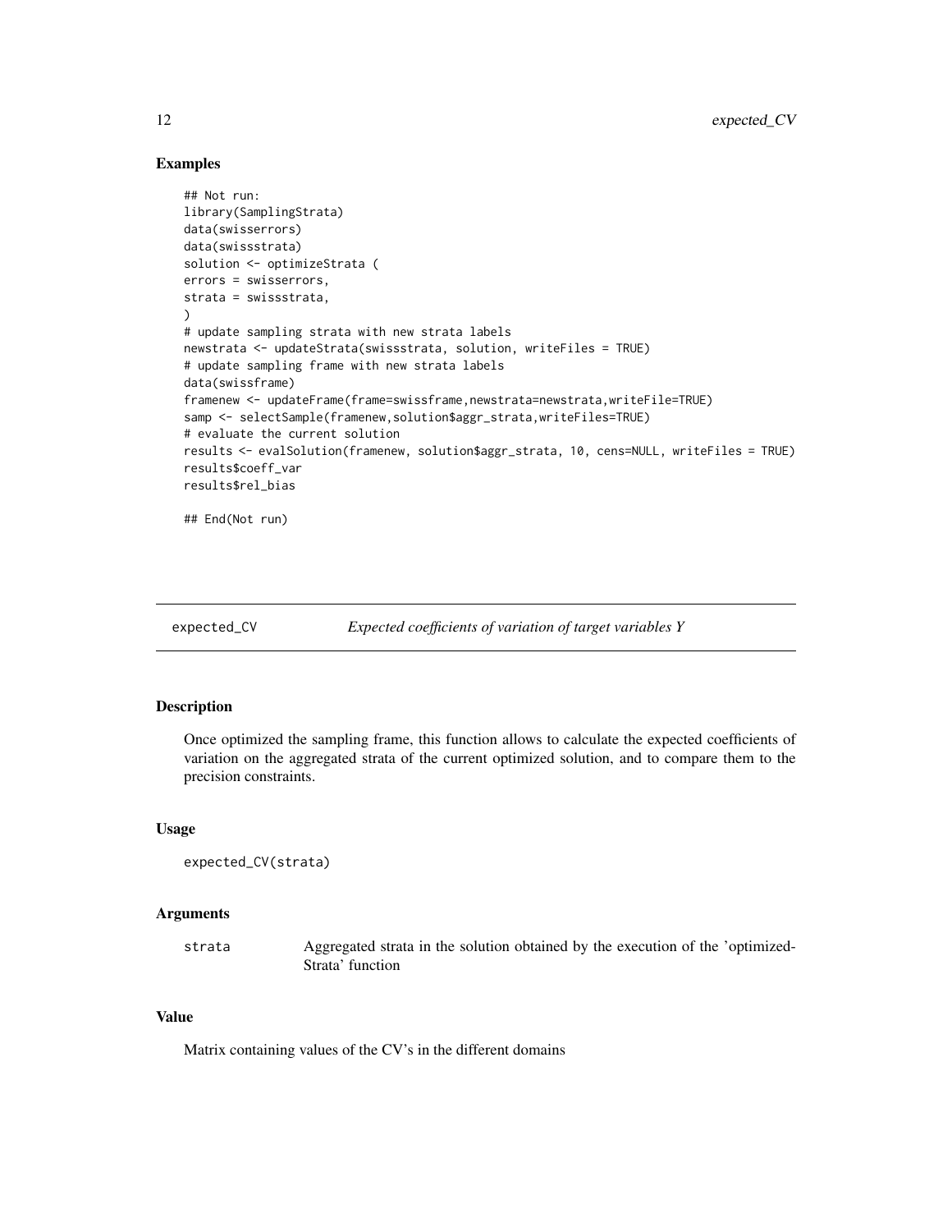### Examples

```
## Not run:
library(SamplingStrata)
data(swisserrors)
data(swissstrata)
solution <- optimizeStrata (
errors = swisserrors,
strata = swissstrata,
)
# update sampling strata with new strata labels
newstrata <- updateStrata(swissstrata, solution, writeFiles = TRUE)
# update sampling frame with new strata labels
data(swissframe)
framenew <- updateFrame(frame=swissframe,newstrata=newstrata,writeFile=TRUE)
samp <- selectSample(framenew,solution$aggr_strata,writeFiles=TRUE)
# evaluate the current solution
results <- evalSolution(framenew, solution$aggr_strata, 10, cens=NULL, writeFiles = TRUE)
results$coeff_var
results$rel_bias

## End(Not run)
```

---

## expected_CV *Expected coefficients of variation of target variables Y*

---

### Description

Once optimized the sampling frame, this function allows to calculate the expected coefficients of variation on the aggregated strata of the current optimized solution, and to compare them to the precision constraints.

### Usage

```
expected_CV(strata)
```

### Arguments

| | |
|---|---|
| strata | Aggregated strata in the solution obtained by the execution of the 'optimizedStrata' function |

### Value

Matrix containing values of the CV's in the different domains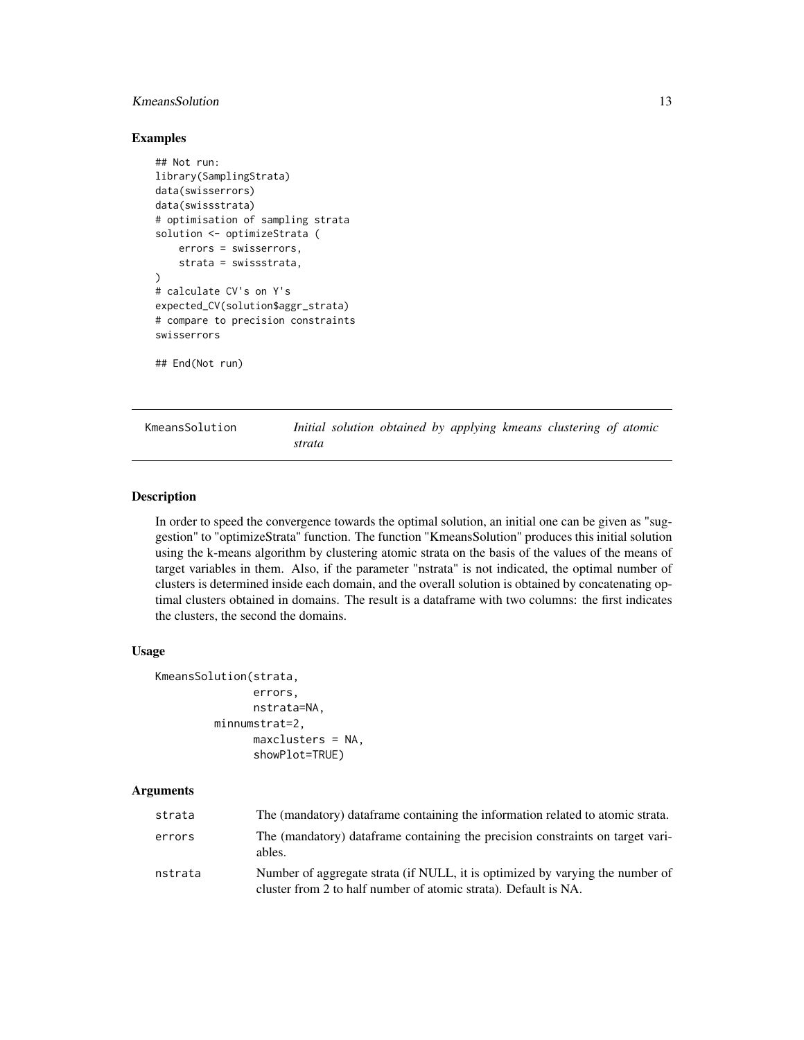## Examples

```
## Not run:
library(SamplingStrata)
data(swisserrors)
data(swissstrata)
# optimisation of sampling strata
solution <- optimizeStrata (
    errors = swisserrors,
    strata = swissstrata,
)
# calculate CV's on Y's
expected_CV(solution$aggr_strata)
# compare to precision constraints
swisserrors

## End(Not run)
```

---

# KmeansSolution — *Initial solution obtained by applying kmeans clustering of atomic strata*

---

## Description

In order to speed the convergence towards the optimal solution, an initial one can be given as "suggestion" to "optimizeStrata" function. The function "KmeansSolution" produces this initial solution using the k-means algorithm by clustering atomic strata on the basis of the values of the means of target variables in them. Also, if the parameter "nstrata" is not indicated, the optimal number of clusters is determined inside each domain, and the overall solution is obtained by concatenating optimal clusters obtained in domains. The result is a dataframe with two columns: the first indicates the clusters, the second the domains.

## Usage

```
KmeansSolution(strata,
               errors,
               nstrata=NA,
          minnumstrat=2,
               maxclusters = NA,
               showPlot=TRUE)
```

## Arguments

| | |
|---|---|
| strata | The (mandatory) dataframe containing the information related to atomic strata. |
| errors | The (mandatory) dataframe containing the precision constraints on target variables. |
| nstrata | Number of aggregate strata (if NULL, it is optimized by varying the number of cluster from 2 to half number of atomic strata). Default is NA. |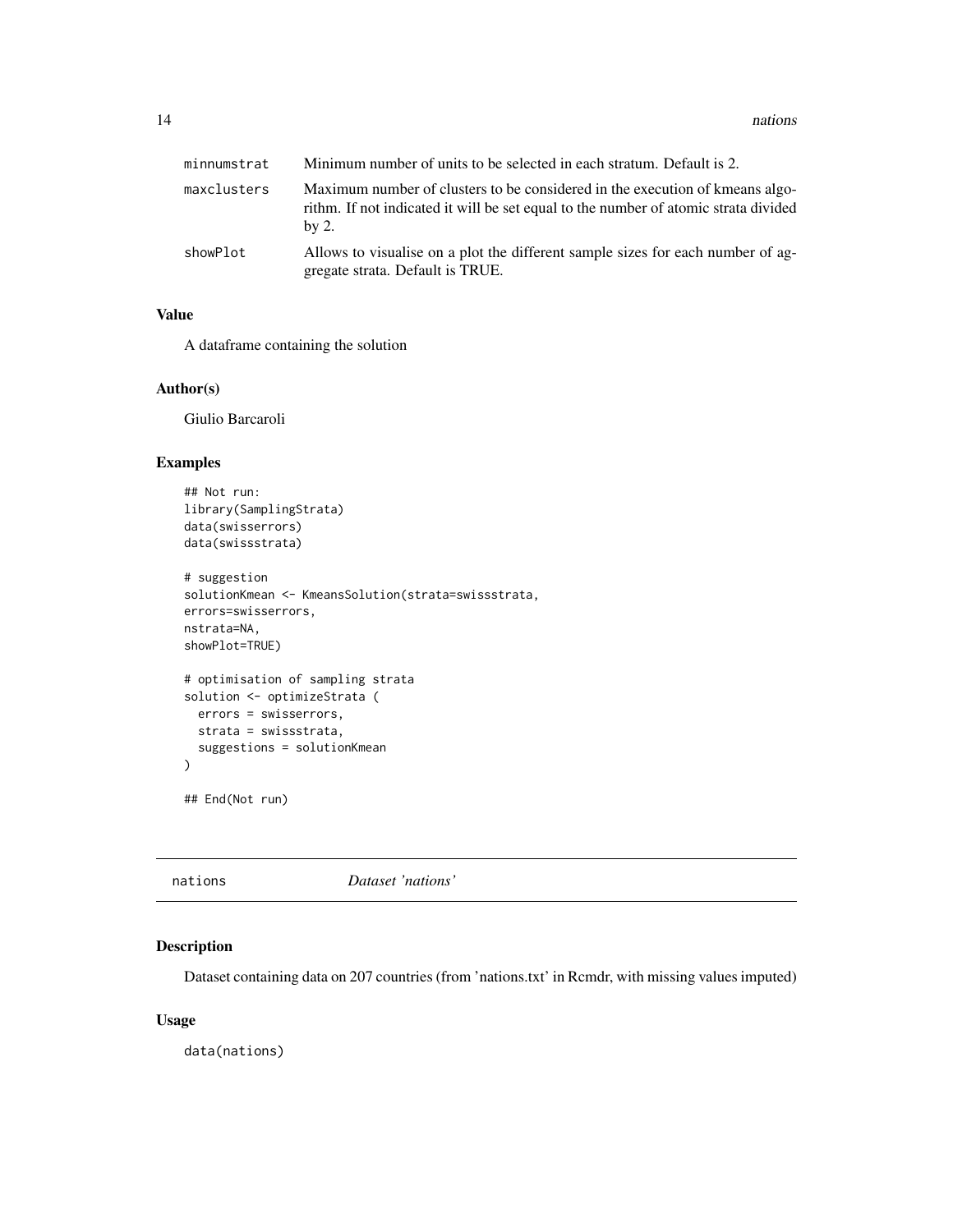| | |
|---|---|
| minnumstrat | Minimum number of units to be selected in each stratum. Default is 2. |
| maxclusters | Maximum number of clusters to be considered in the execution of kmeans algorithm. If not indicated it will be set equal to the number of atomic strata divided by 2. |
| showPlot | Allows to visualise on a plot the different sample sizes for each number of aggregate strata. Default is TRUE. |

### Value

A dataframe containing the solution

### Author(s)

Giulio Barcaroli

### Examples

```
## Not run:
library(SamplingStrata)
data(swisserrors)
data(swissstrata)

# suggestion
solutionKmean <- KmeansSolution(strata=swissstrata,
errors=swisserrors,
nstrata=NA,
showPlot=TRUE)

# optimisation of sampling strata
solution <- optimizeStrata (
  errors = swisserrors,
  strata = swissstrata,
  suggestions = solutionKmean
)

## End(Not run)
```

---

## nations *Dataset 'nations'*

### Description

Dataset containing data on 207 countries (from 'nations.txt' in Rcmdr, with missing values imputed)

### Usage

```
data(nations)
```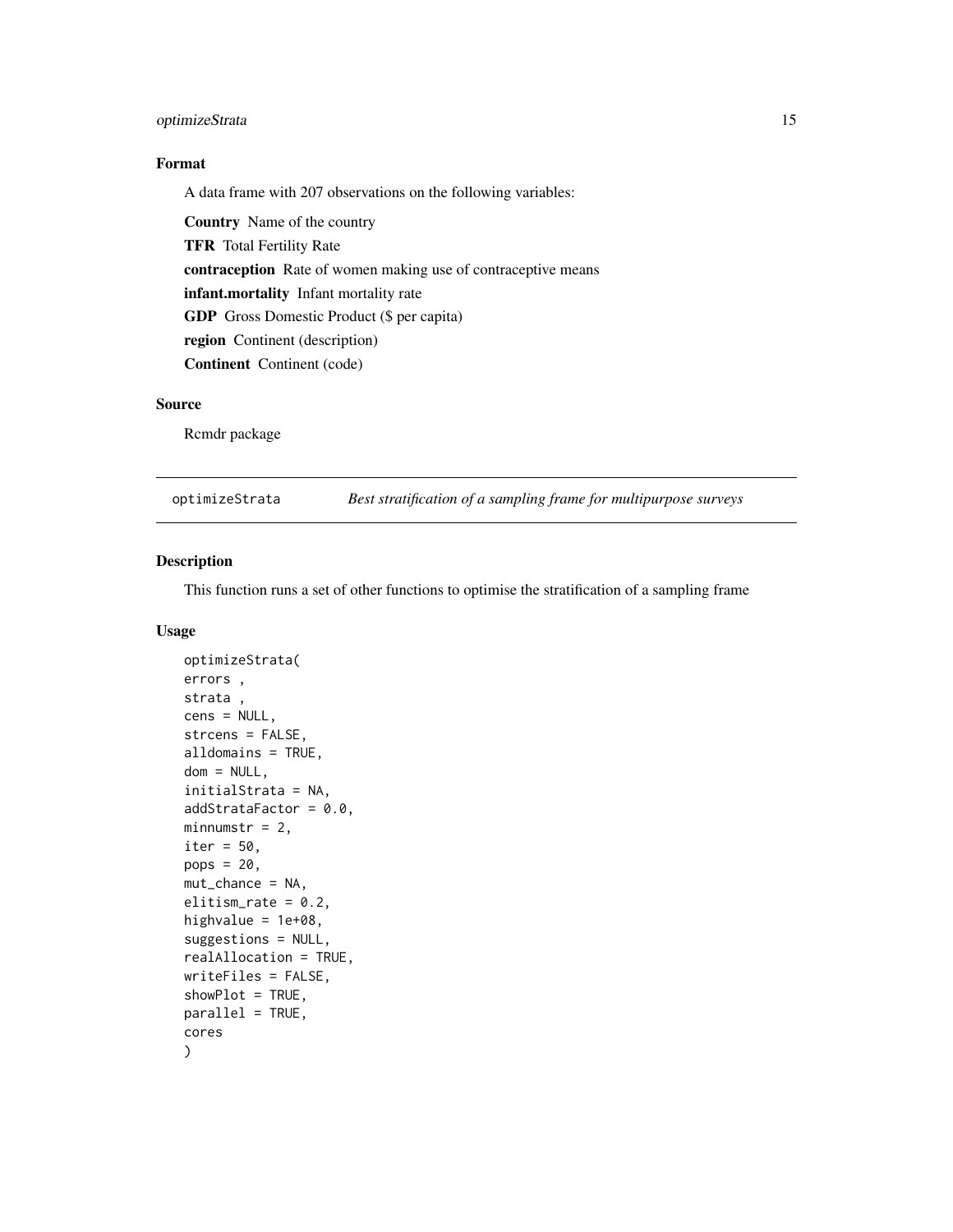## Format

A data frame with 207 observations on the following variables:

**Country** Name of the country

**TFR** Total Fertility Rate

**contraception** Rate of women making use of contraceptive means

**infant.mortality** Infant mortality rate

**GDP** Gross Domestic Product ($ per capita)

**region** Continent (description)

**Continent** Continent (code)

## Source

Rcmdr package

---

# optimizeStrata — *Best stratification of a sampling frame for multipurpose surveys*

---

## Description

This function runs a set of other functions to optimise the stratification of a sampling frame

## Usage

```
optimizeStrata(
errors ,
strata ,
cens = NULL,
strcens = FALSE,
alldomains = TRUE,
dom = NULL,
initialStrata = NA,
addStrataFactor = 0.0,
minnumstr = 2,
iter = 50,
pops = 20,
mut_chance = NA,
elitism_rate = 0.2,
highvalue = 1e+08,
suggestions = NULL,
realAllocation = TRUE,
writeFiles = FALSE,
showPlot = TRUE,
parallel = TRUE,
cores
)
```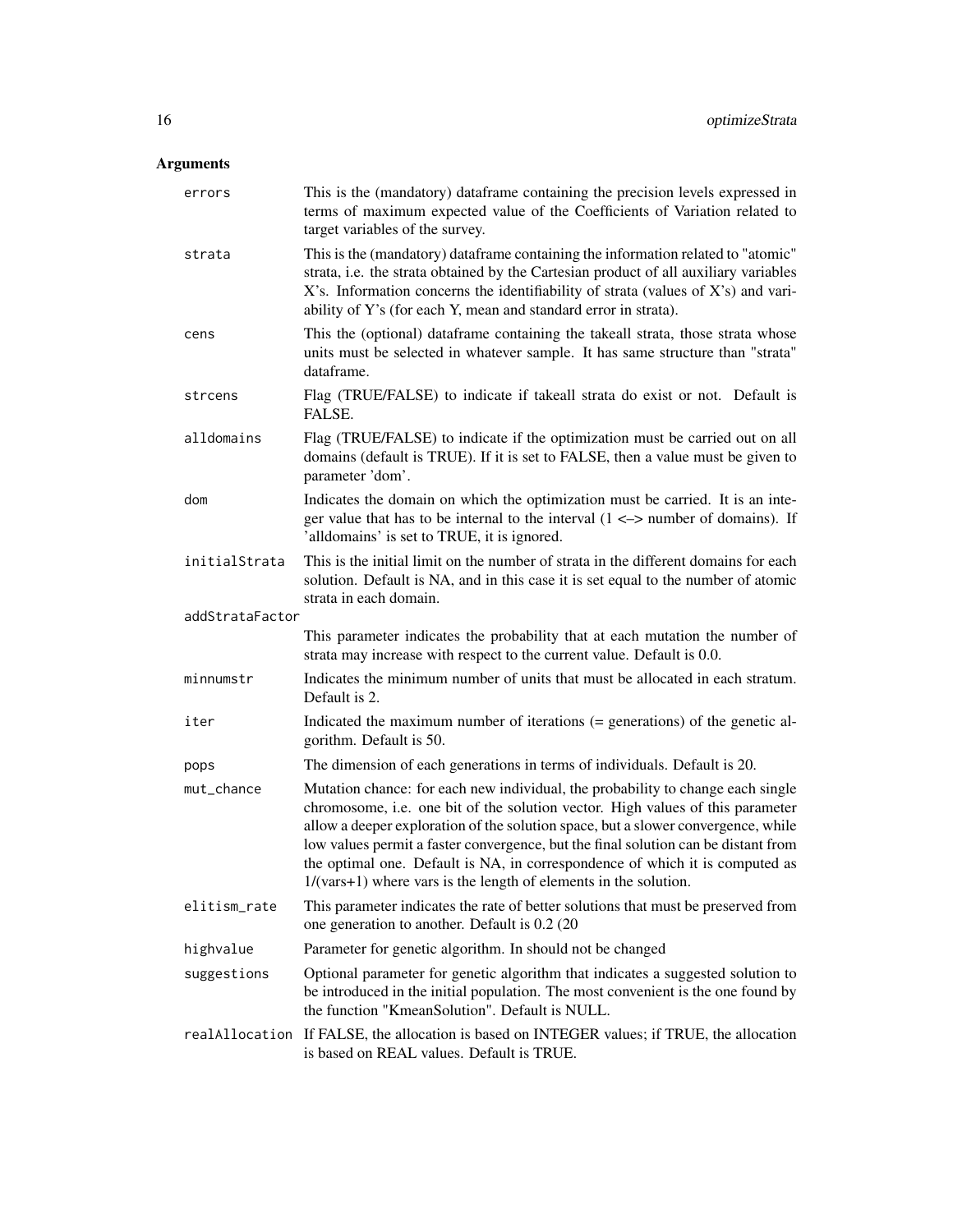## Arguments

| | |
|---|---|
| `errors` | This is the (mandatory) dataframe containing the precision levels expressed in terms of maximum expected value of the Coefficients of Variation related to target variables of the survey. |
| `strata` | This is the (mandatory) dataframe containing the information related to "atomic" strata, i.e. the strata obtained by the Cartesian product of all auxiliary variables X's. Information concerns the identifiability of strata (values of X's) and variability of Y's (for each Y, mean and standard error in strata). |
| `cens` | This the (optional) dataframe containing the takeall strata, those strata whose units must be selected in whatever sample. It has same structure than "strata" dataframe. |
| `strcens` | Flag (TRUE/FALSE) to indicate if takeall strata do exist or not. Default is FALSE. |
| `alldomains` | Flag (TRUE/FALSE) to indicate if the optimization must be carried out on all domains (default is TRUE). If it is set to FALSE, then a value must be given to parameter 'dom'. |
| `dom` | Indicates the domain on which the optimization must be carried. It is an integer value that has to be internal to the interval (1 <–> number of domains). If 'alldomains' is set to TRUE, it is ignored. |
| `initialStrata` | This is the initial limit on the number of strata in the different domains for each solution. Default is NA, and in this case it is set equal to the number of atomic strata in each domain. |
| `addStrataFactor` | This parameter indicates the probability that at each mutation the number of strata may increase with respect to the current value. Default is 0.0. |
| `minnumstr` | Indicates the minimum number of units that must be allocated in each stratum. Default is 2. |
| `iter` | Indicated the maximum number of iterations (= generations) of the genetic algorithm. Default is 50. |
| `pops` | The dimension of each generations in terms of individuals. Default is 20. |
| `mut_chance` | Mutation chance: for each new individual, the probability to change each single chromosome, i.e. one bit of the solution vector. High values of this parameter allow a deeper exploration of the solution space, but a slower convergence, while low values permit a faster convergence, but the final solution can be distant from the optimal one. Default is NA, in correspondence of which it is computed as 1/(vars+1) where vars is the length of elements in the solution. |
| `elitism_rate` | This parameter indicates the rate of better solutions that must be preserved from one generation to another. Default is 0.2 (20 |
| `highvalue` | Parameter for genetic algorithm. In should not be changed |
| `suggestions` | Optional parameter for genetic algorithm that indicates a suggested solution to be introduced in the initial population. The most convenient is the one found by the function "KmeanSolution". Default is NULL. |
| `realAllocation` | If FALSE, the allocation is based on INTEGER values; if TRUE, the allocation is based on REAL values. Default is TRUE. |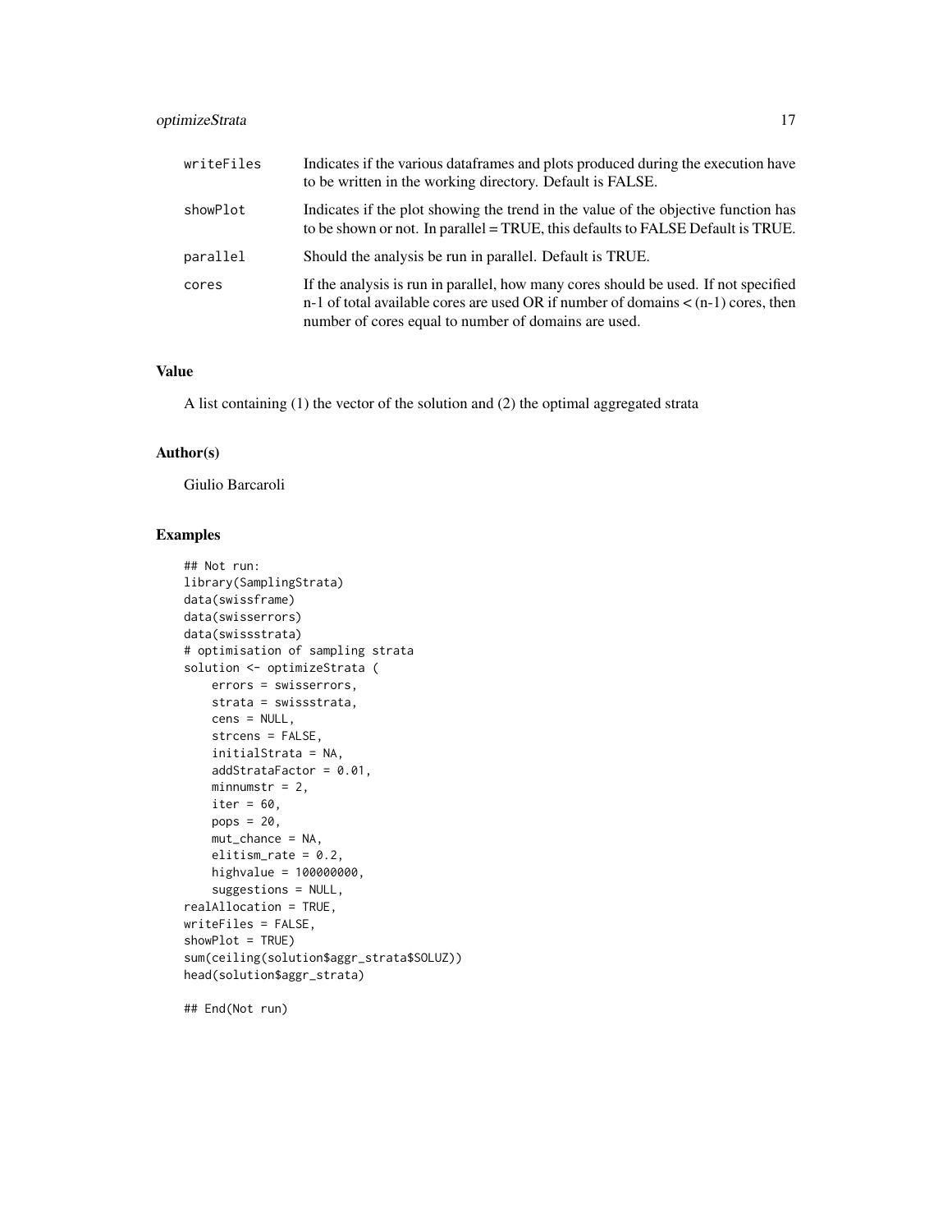| | |
|---|---|
| writeFiles | Indicates if the various dataframes and plots produced during the execution have to be written in the working directory. Default is FALSE. |
| showPlot | Indicates if the plot showing the trend in the value of the objective function has to be shown or not. In parallel = TRUE, this defaults to FALSE Default is TRUE. |
| parallel | Should the analysis be run in parallel. Default is TRUE. |
| cores | If the analysis is run in parallel, how many cores should be used. If not specified n-1 of total available cores are used OR if number of domains < (n-1) cores, then number of cores equal to number of domains are used. |

## Value

A list containing (1) the vector of the solution and (2) the optimal aggregated strata

## Author(s)

Giulio Barcaroli

## Examples

```
## Not run:
library(SamplingStrata)
data(swissframe)
data(swisserrors)
data(swissstrata)
# optimisation of sampling strata
solution <- optimizeStrata (
    errors = swisserrors,
    strata = swissstrata,
    cens = NULL,
    strcens = FALSE,
    initialStrata = NA,
    addStrataFactor = 0.01,
    minnumstr = 2,
    iter = 60,
    pops = 20,
    mut_chance = NA,
    elitism_rate = 0.2,
    highvalue = 100000000,
    suggestions = NULL,
realAllocation = TRUE,
writeFiles = FALSE,
showPlot = TRUE)
sum(ceiling(solution$aggr_strata$SOLUZ))
head(solution$aggr_strata)

## End(Not run)
```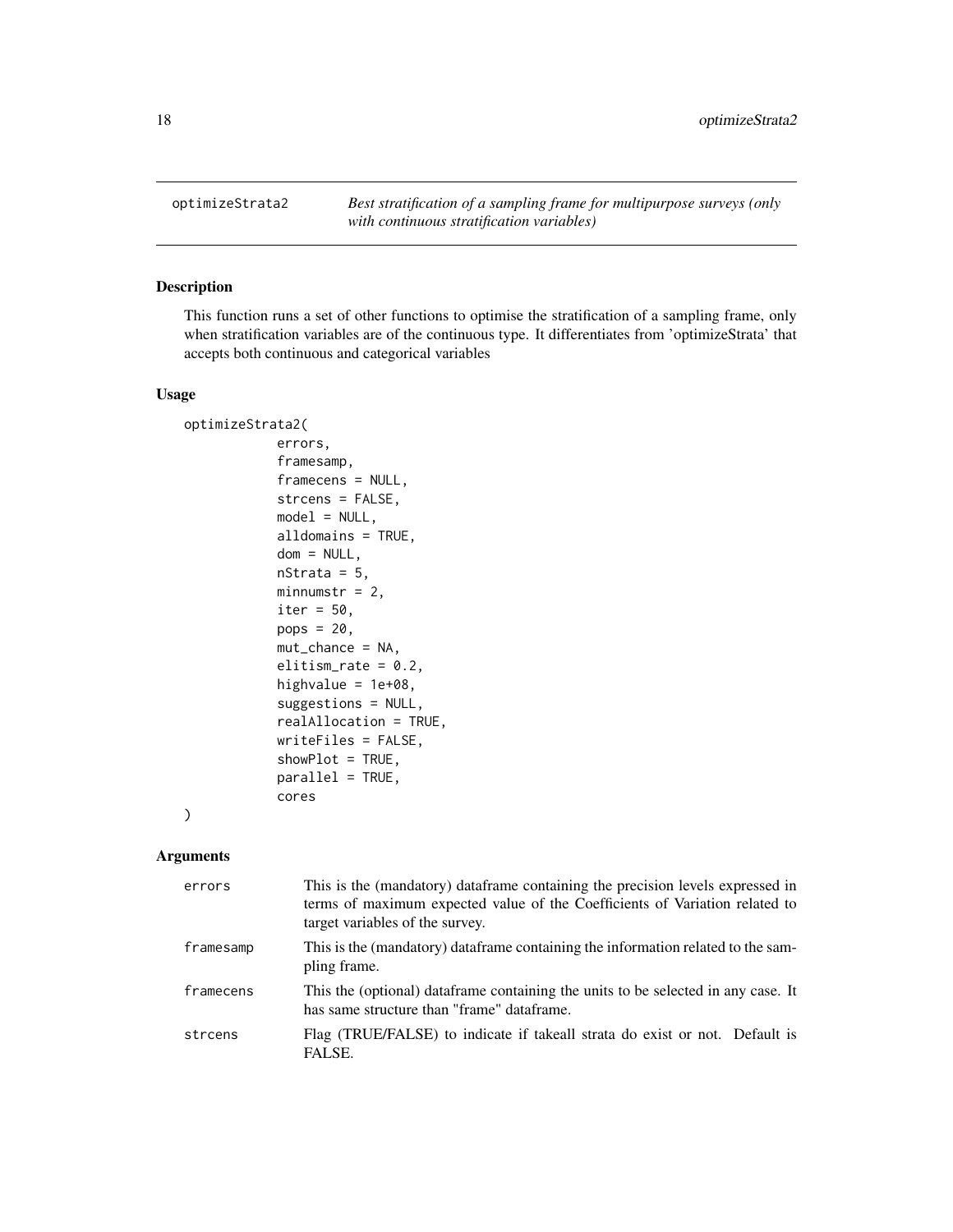## optimizeStrata2 — *Best stratification of a sampling frame for multipurpose surveys (only with continuous stratification variables)*

### Description

This function runs a set of other functions to optimise the stratification of a sampling frame, only when stratification variables are of the continuous type. It differentiates from 'optimizeStrata' that accepts both continuous and categorical variables

### Usage

```
optimizeStrata2(
            errors,
            framesamp,
            framecens = NULL,
            strcens = FALSE,
            model = NULL,
            alldomains = TRUE,
            dom = NULL,
            nStrata = 5,
            minnumstr = 2,
            iter = 50,
            pops = 20,
            mut_chance = NA,
            elitism_rate = 0.2,
            highvalue = 1e+08,
            suggestions = NULL,
            realAllocation = TRUE,
            writeFiles = FALSE,
            showPlot = TRUE,
            parallel = TRUE,
            cores
)
```

### Arguments

| Argument | Description |
|---|---|
| errors | This is the (mandatory) dataframe containing the precision levels expressed in terms of maximum expected value of the Coefficients of Variation related to target variables of the survey. |
| framesamp | This is the (mandatory) dataframe containing the information related to the sampling frame. |
| framecens | This the (optional) dataframe containing the units to be selected in any case. It has same structure than "frame" dataframe. |
| strcens | Flag (TRUE/FALSE) to indicate if takeall strata do exist or not. Default is FALSE. |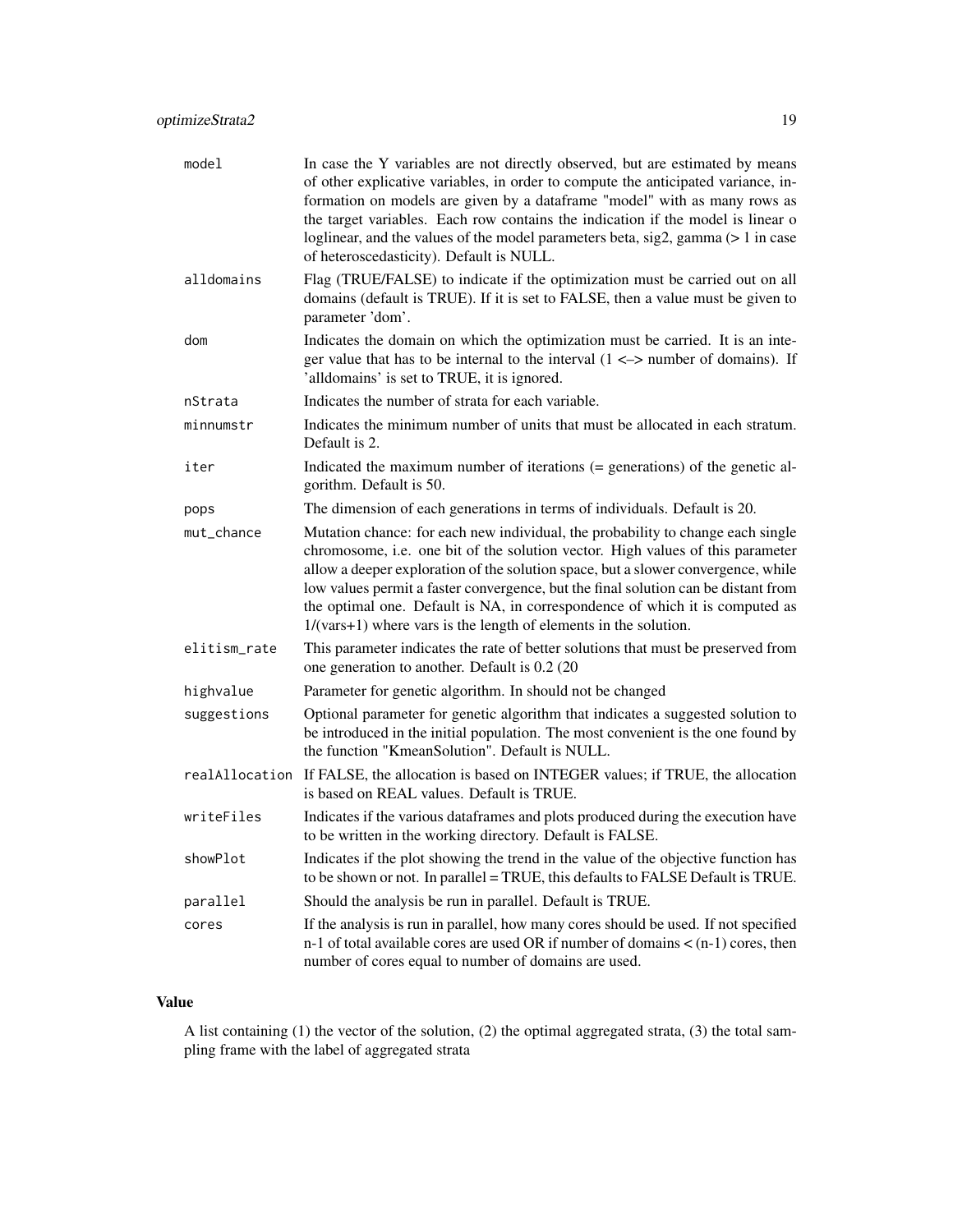| | |
|---|---|
| model | In case the Y variables are not directly observed, but are estimated by means of other explicative variables, in order to compute the anticipated variance, information on models are given by a dataframe "model" with as many rows as the target variables. Each row contains the indication if the model is linear o loglinear, and the values of the model parameters beta, sig2, gamma (> 1 in case of heteroscedasticity). Default is NULL. |
| alldomains | Flag (TRUE/FALSE) to indicate if the optimization must be carried out on all domains (default is TRUE). If it is set to FALSE, then a value must be given to parameter 'dom'. |
| dom | Indicates the domain on which the optimization must be carried. It is an integer value that has to be internal to the interval (1 <–> number of domains). If 'alldomains' is set to TRUE, it is ignored. |
| nStrata | Indicates the number of strata for each variable. |
| minnumstr | Indicates the minimum number of units that must be allocated in each stratum. Default is 2. |
| iter | Indicated the maximum number of iterations (= generations) of the genetic algorithm. Default is 50. |
| pops | The dimension of each generations in terms of individuals. Default is 20. |
| mut_chance | Mutation chance: for each new individual, the probability to change each single chromosome, i.e. one bit of the solution vector. High values of this parameter allow a deeper exploration of the solution space, but a slower convergence, while low values permit a faster convergence, but the final solution can be distant from the optimal one. Default is NA, in correspondence of which it is computed as 1/(vars+1) where vars is the length of elements in the solution. |
| elitism_rate | This parameter indicates the rate of better solutions that must be preserved from one generation to another. Default is 0.2 (20 |
| highvalue | Parameter for genetic algorithm. In should not be changed |
| suggestions | Optional parameter for genetic algorithm that indicates a suggested solution to be introduced in the initial population. The most convenient is the one found by the function "KmeanSolution". Default is NULL. |
| realAllocation | If FALSE, the allocation is based on INTEGER values; if TRUE, the allocation is based on REAL values. Default is TRUE. |
| writeFiles | Indicates if the various dataframes and plots produced during the execution have to be written in the working directory. Default is FALSE. |
| showPlot | Indicates if the plot showing the trend in the value of the objective function has to be shown or not. In parallel = TRUE, this defaults to FALSE Default is TRUE. |
| parallel | Should the analysis be run in parallel. Default is TRUE. |
| cores | If the analysis is run in parallel, how many cores should be used. If not specified n-1 of total available cores are used OR if number of domains < (n-1) cores, then number of cores equal to number of domains are used. |

## Value

A list containing (1) the vector of the solution, (2) the optimal aggregated strata, (3) the total sampling frame with the label of aggregated strata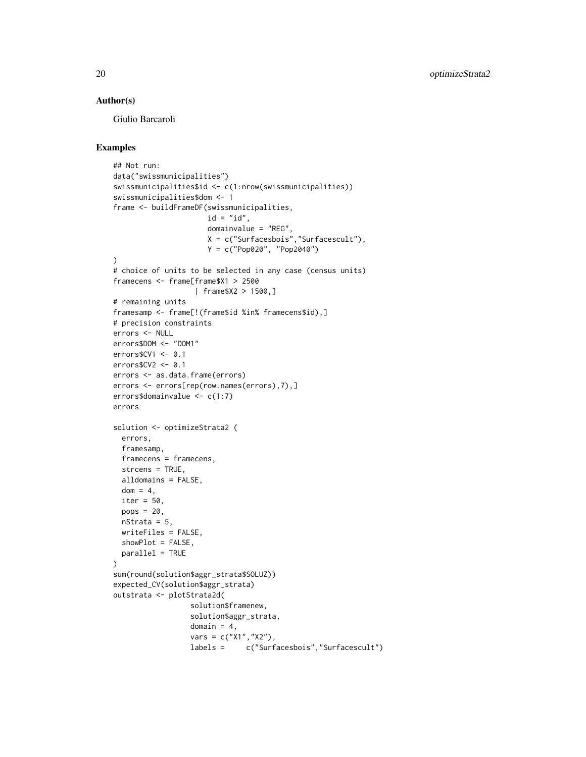## Author(s)

Giulio Barcaroli

## Examples

```
## Not run:
data("swissmunicipalities")
swissmunicipalities$id <- c(1:nrow(swissmunicipalities))
swissmunicipalities$dom <- 1
frame <- buildFrameDF(swissmunicipalities,
                      id = "id",
                      domainvalue = "REG",
                      X = c("Surfacesbois","Surfacescult"),
                      Y = c("Pop020", "Pop2040")
)
# choice of units to be selected in any case (census units)
framecens <- frame[frame$X1 > 2500
                   | frame$X2 > 1500,]
# remaining units
framesamp <- frame[!(frame$id %in% framecens$id),]
# precision constraints
errors <- NULL
errors$DOM <- "DOM1"
errors$CV1 <- 0.1
errors$CV2 <- 0.1
errors <- as.data.frame(errors)
errors <- errors[rep(row.names(errors),7),]
errors$domainvalue <- c(1:7)
errors

solution <- optimizeStrata2 (
  errors,
  framesamp,
  framecens = framecens,
  strcens = TRUE,
  alldomains = FALSE,
  dom = 4,
  iter = 50,
  pops = 20,
  nStrata = 5,
  writeFiles = FALSE,
  showPlot = FALSE,
  parallel = TRUE
)
sum(round(solution$aggr_strata$SOLUZ))
expected_CV(solution$aggr_strata)
outstrata <- plotStrata2d(
                  solution$framenew,
                  solution$aggr_strata,
                  domain = 4,
                  vars = c("X1","X2"),
                  labels =     c("Surfacesbois","Surfacescult")
```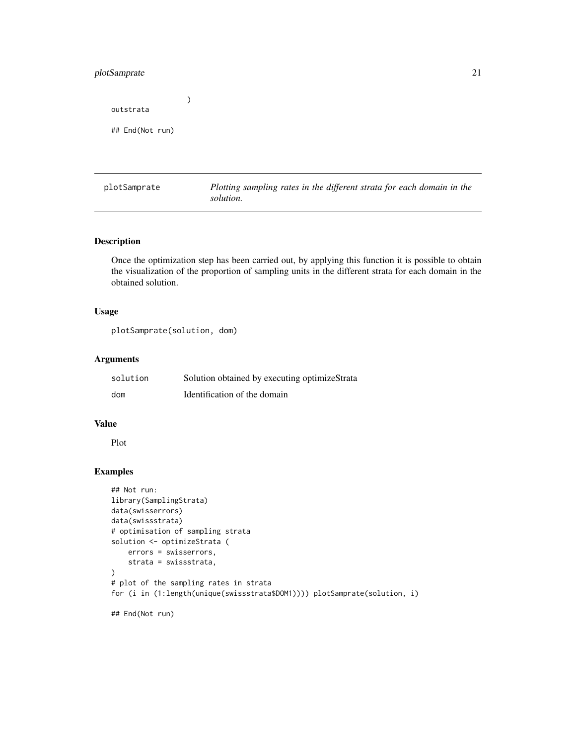```
                )
outstrata

## End(Not run)
```

## plotSamprate — *Plotting sampling rates in the different strata for each domain in the solution.*

### Description

Once the optimization step has been carried out, by applying this function it is possible to obtain the visualization of the proportion of sampling units in the different strata for each domain in the obtained solution.

### Usage

```
plotSamprate(solution, dom)
```

### Arguments

| | |
|---|---|
| solution | Solution obtained by executing optimizeStrata |
| dom | Identification of the domain |

### Value

Plot

### Examples

```
## Not run:
library(SamplingStrata)
data(swisserrors)
data(swissstrata)
# optimisation of sampling strata
solution <- optimizeStrata (
    errors = swisserrors,
    strata = swissstrata,
)
# plot of the sampling rates in strata
for (i in (1:length(unique(swissstrata$DOM1)))) plotSamprate(solution, i)

## End(Not run)
```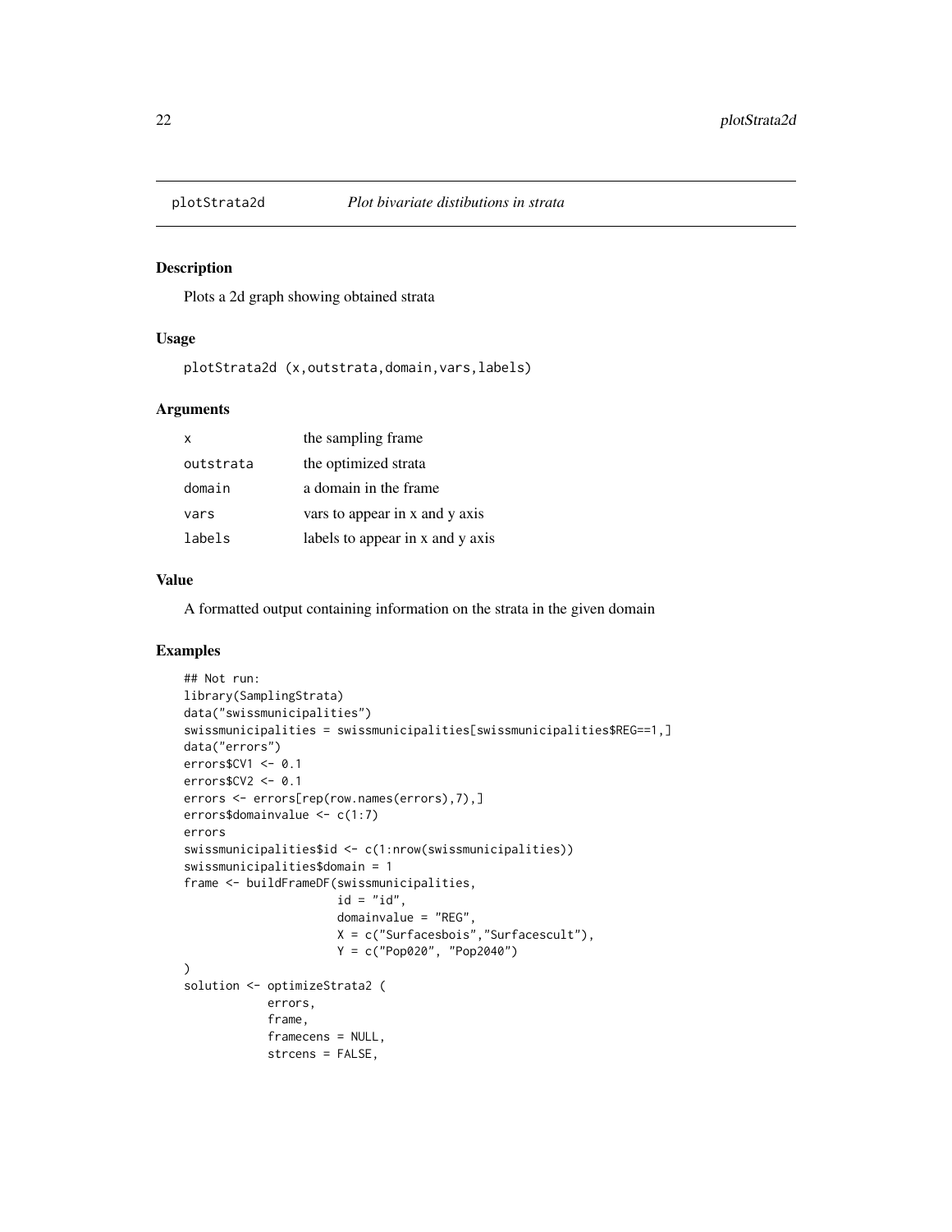# plotStrata2d — *Plot bivariate distibutions in strata*

## Description

Plots a 2d graph showing obtained strata

## Usage

```
plotStrata2d (x,outstrata,domain,vars,labels)
```

## Arguments

| | |
|---|---|
| `x` | the sampling frame |
| `outstrata` | the optimized strata |
| `domain` | a domain in the frame |
| `vars` | vars to appear in x and y axis |
| `labels` | labels to appear in x and y axis |

## Value

A formatted output containing information on the strata in the given domain

## Examples

```
## Not run:
library(SamplingStrata)
data("swissmunicipalities")
swissmunicipalities = swissmunicipalities[swissmunicipalities$REG==1,]
data("errors")
errors$CV1 <- 0.1
errors$CV2 <- 0.1
errors <- errors[rep(row.names(errors),7),]
errors$domainvalue <- c(1:7)
errors
swissmunicipalities$id <- c(1:nrow(swissmunicipalities))
swissmunicipalities$domain = 1
frame <- buildFrameDF(swissmunicipalities,
                      id = "id",
                      domainvalue = "REG",
                      X = c("Surfacesbois","Surfacescult"),
                      Y = c("Pop020", "Pop2040")
)
solution <- optimizeStrata2 (
            errors,
            frame,
            framecens = NULL,
            strcens = FALSE,
```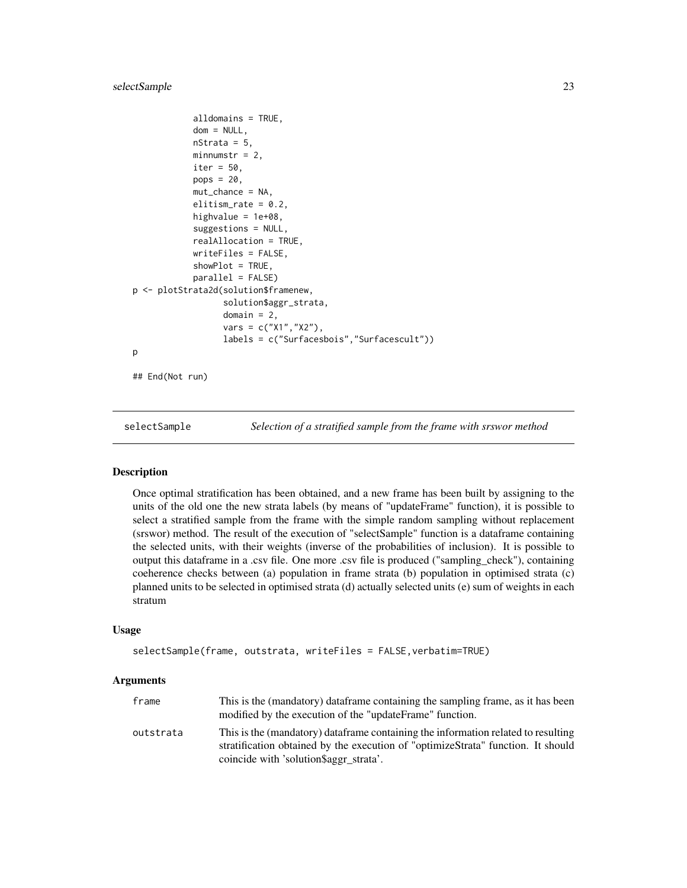```
            alldomains = TRUE,
            dom = NULL,
            nStrata = 5,
            minnumstr = 2,
            iter = 50,
            pops = 20,
            mut_chance = NA,
            elitism_rate = 0.2,
            highvalue = 1e+08,
            suggestions = NULL,
            realAllocation = TRUE,
            writeFiles = FALSE,
            showPlot = TRUE,
            parallel = FALSE)
p <- plotStrata2d(solution$framenew,
                  solution$aggr_strata,
                  domain = 2,
                  vars = c("X1","X2"),
                  labels = c("Surfacesbois","Surfacescult"))
p

## End(Not run)
```

---

## selectSample — *Selection of a stratified sample from the frame with srswor method*

### Description

Once optimal stratification has been obtained, and a new frame has been built by assigning to the units of the old one the new strata labels (by means of "updateFrame" function), it is possible to select a stratified sample from the frame with the simple random sampling without replacement (srswor) method. The result of the execution of "selectSample" function is a dataframe containing the selected units, with their weights (inverse of the probabilities of inclusion). It is possible to output this dataframe in a .csv file. One more .csv file is produced ("sampling_check"), containing coeherence checks between (a) population in frame strata (b) population in optimised strata (c) planned units to be selected in optimised strata (d) actually selected units (e) sum of weights in each stratum

### Usage

```
selectSample(frame, outstrata, writeFiles = FALSE,verbatim=TRUE)
```

### Arguments

| | |
|---|---|
| `frame` | This is the (mandatory) dataframe containing the sampling frame, as it has been modified by the execution of the "updateFrame" function. |
| `outstrata` | This is the (mandatory) dataframe containing the information related to resulting stratification obtained by the execution of "optimizeStrata" function. It should coincide with 'solution$aggr_strata'. |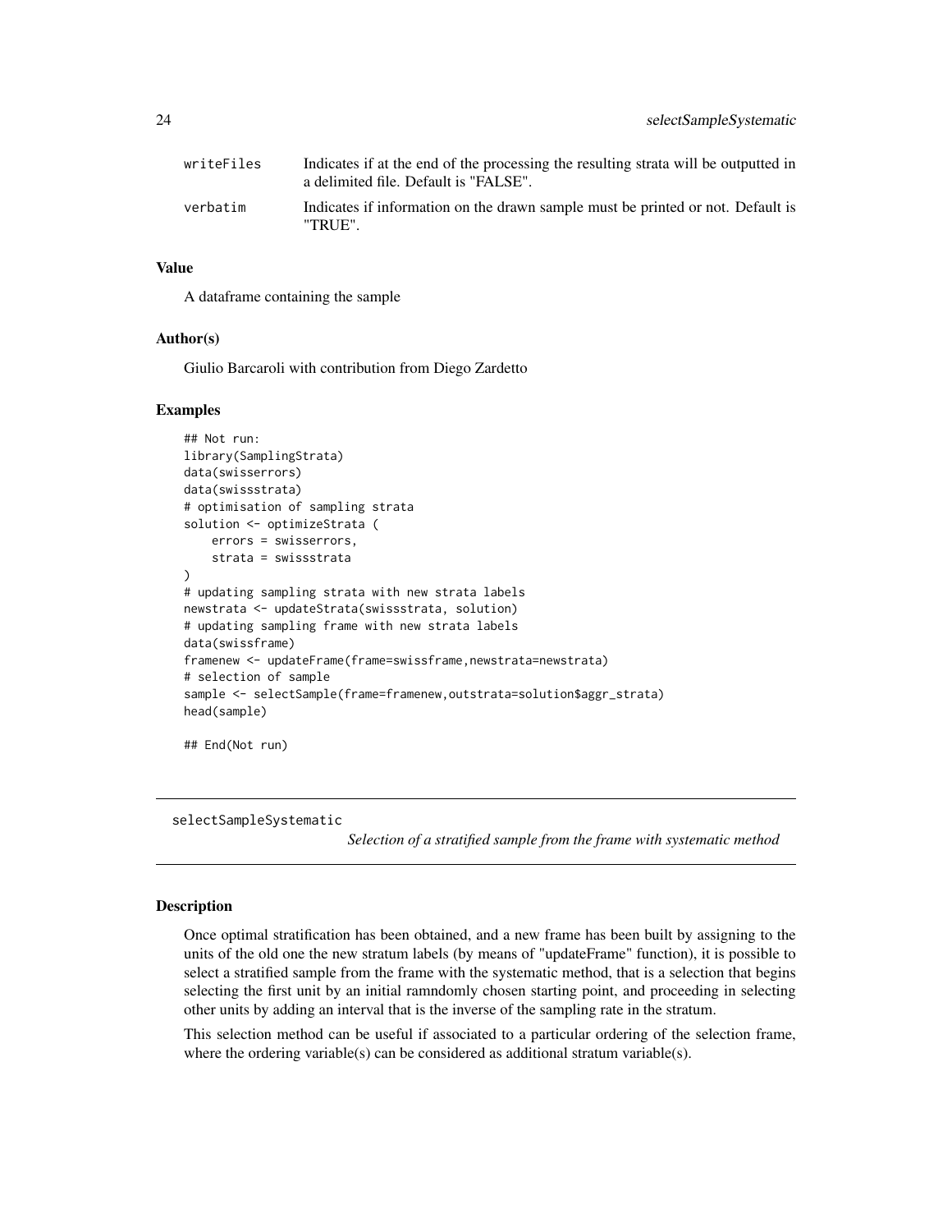| | |
|---|---|
| writeFiles | Indicates if at the end of the processing the resulting strata will be outputted in a delimited file. Default is "FALSE". |
| verbatim | Indicates if information on the drawn sample must be printed or not. Default is "TRUE". |

### Value

A dataframe containing the sample

### Author(s)

Giulio Barcaroli with contribution from Diego Zardetto

### Examples

```
## Not run:
library(SamplingStrata)
data(swisserrors)
data(swissstrata)
# optimisation of sampling strata
solution <- optimizeStrata (
    errors = swisserrors,
    strata = swissstrata
)
# updating sampling strata with new strata labels
newstrata <- updateStrata(swissstrata, solution)
# updating sampling frame with new strata labels
data(swissframe)
framenew <- updateFrame(frame=swissframe,newstrata=newstrata)
# selection of sample
sample <- selectSample(frame=framenew,outstrata=solution$aggr_strata)
head(sample)

## End(Not run)
```

---

## selectSampleSystematic

*Selection of a stratified sample from the frame with systematic method*

---

### Description

Once optimal stratification has been obtained, and a new frame has been built by assigning to the units of the old one the new stratum labels (by means of "updateFrame" function), it is possible to select a stratified sample from the frame with the systematic method, that is a selection that begins selecting the first unit by an initial ramndomly chosen starting point, and proceeding in selecting other units by adding an interval that is the inverse of the sampling rate in the stratum.

This selection method can be useful if associated to a particular ordering of the selection frame, where the ordering variable(s) can be considered as additional stratum variable(s).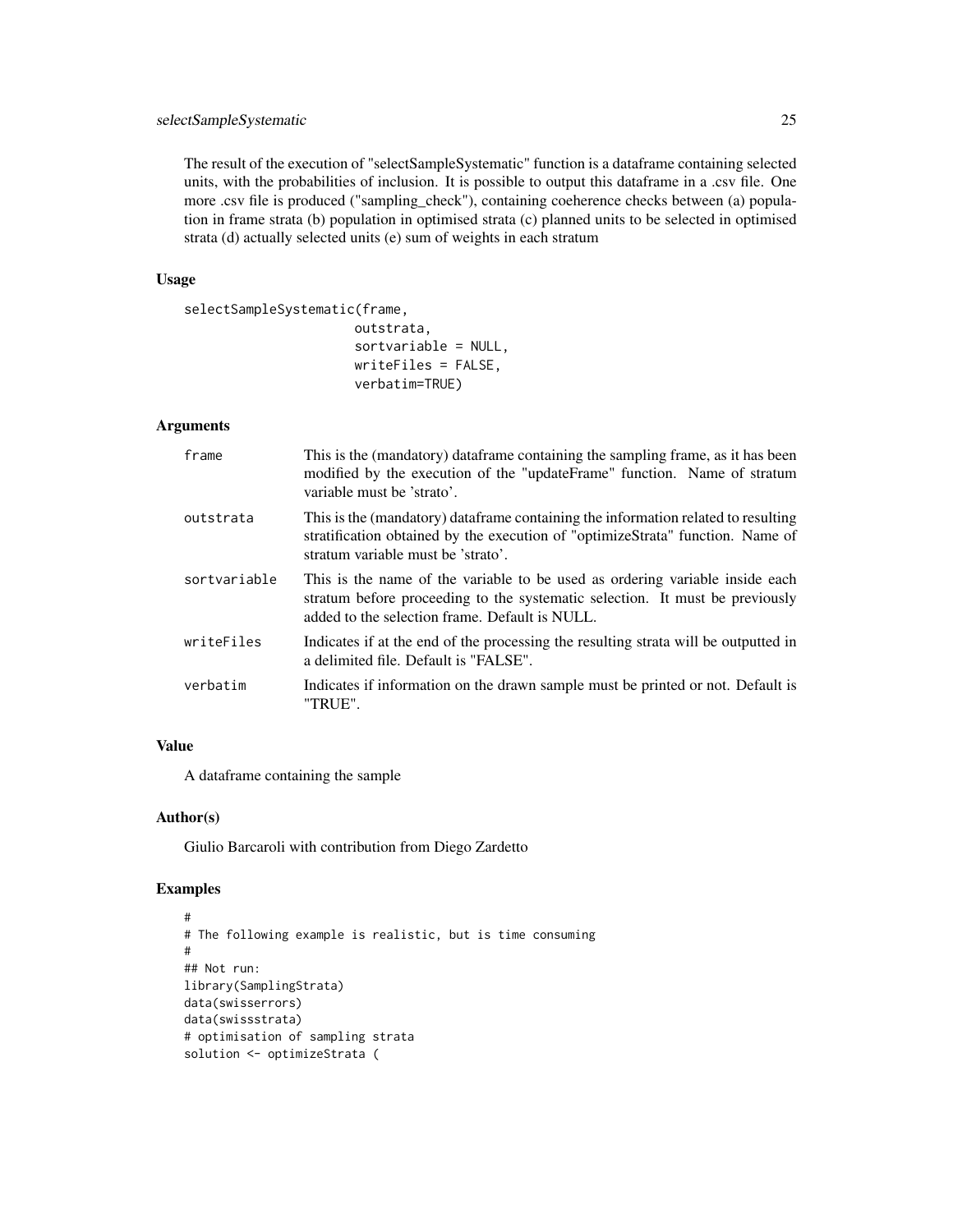The result of the execution of "selectSampleSystematic" function is a dataframe containing selected units, with the probabilities of inclusion. It is possible to output this dataframe in a .csv file. One more .csv file is produced ("sampling_check"), containing coeherence checks between (a) population in frame strata (b) population in optimised strata (c) planned units to be selected in optimised strata (d) actually selected units (e) sum of weights in each stratum

### Usage

```
selectSampleSystematic(frame,
                       outstrata,
                       sortvariable = NULL,
                       writeFiles = FALSE,
                       verbatim=TRUE)
```

### Arguments

| | |
|---|---|
| `frame` | This is the (mandatory) dataframe containing the sampling frame, as it has been modified by the execution of the "updateFrame" function. Name of stratum variable must be 'strato'. |
| `outstrata` | This is the (mandatory) dataframe containing the information related to resulting stratification obtained by the execution of "optimizeStrata" function. Name of stratum variable must be 'strato'. |
| `sortvariable` | This is the name of the variable to be used as ordering variable inside each stratum before proceeding to the systematic selection. It must be previously added to the selection frame. Default is NULL. |
| `writeFiles` | Indicates if at the end of the processing the resulting strata will be outputted in a delimited file. Default is "FALSE". |
| `verbatim` | Indicates if information on the drawn sample must be printed or not. Default is "TRUE". |

### Value

A dataframe containing the sample

### Author(s)

Giulio Barcaroli with contribution from Diego Zardetto

### Examples

```
#
# The following example is realistic, but is time consuming
#
## Not run:
library(SamplingStrata)
data(swisserrors)
data(swissstrata)
# optimisation of sampling strata
solution <- optimizeStrata (
```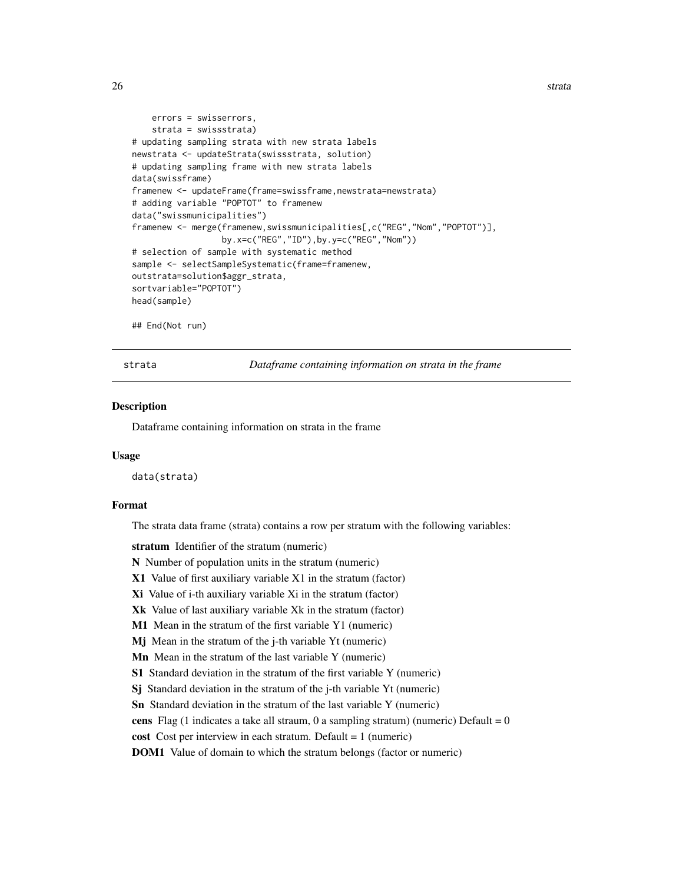```
    errors = swisserrors,
    strata = swissstrata)
# updating sampling strata with new strata labels
newstrata <- updateStrata(swissstrata, solution)
# updating sampling frame with new strata labels
data(swissframe)
framenew <- updateFrame(frame=swissframe,newstrata=newstrata)
# adding variable "POPTOT" to framenew
data("swissmunicipalities")
framenew <- merge(framenew,swissmunicipalities[,c("REG","Nom","POPTOT")],
                by.x=c("REG","ID"),by.y=c("REG","Nom"))
# selection of sample with systematic method
sample <- selectSampleSystematic(frame=framenew,
outstrata=solution$aggr_strata,
sortvariable="POPTOT")
head(sample)

## End(Not run)
```

---

strata — *Dataframe containing information on strata in the frame*

---

### Description

Dataframe containing information on strata in the frame

### Usage

```
data(strata)
```

### Format

The strata data frame (strata) contains a row per stratum with the following variables:

**stratum** Identifier of the stratum (numeric)

**N** Number of population units in the stratum (numeric)

**X1** Value of first auxiliary variable X1 in the stratum (factor)

**Xi** Value of i-th auxiliary variable Xi in the stratum (factor)

**Xk** Value of last auxiliary variable Xk in the stratum (factor)

**M1** Mean in the stratum of the first variable Y1 (numeric)

**Mj** Mean in the stratum of the j-th variable Yt (numeric)

**Mn** Mean in the stratum of the last variable Y (numeric)

**S1** Standard deviation in the stratum of the first variable Y (numeric)

**Sj** Standard deviation in the stratum of the j-th variable Yt (numeric)

**Sn** Standard deviation in the stratum of the last variable Y (numeric)

**cens** Flag (1 indicates a take all straum, 0 a sampling stratum) (numeric) Default = 0

**cost** Cost per interview in each stratum. Default = 1 (numeric)

**DOM1** Value of domain to which the stratum belongs (factor or numeric)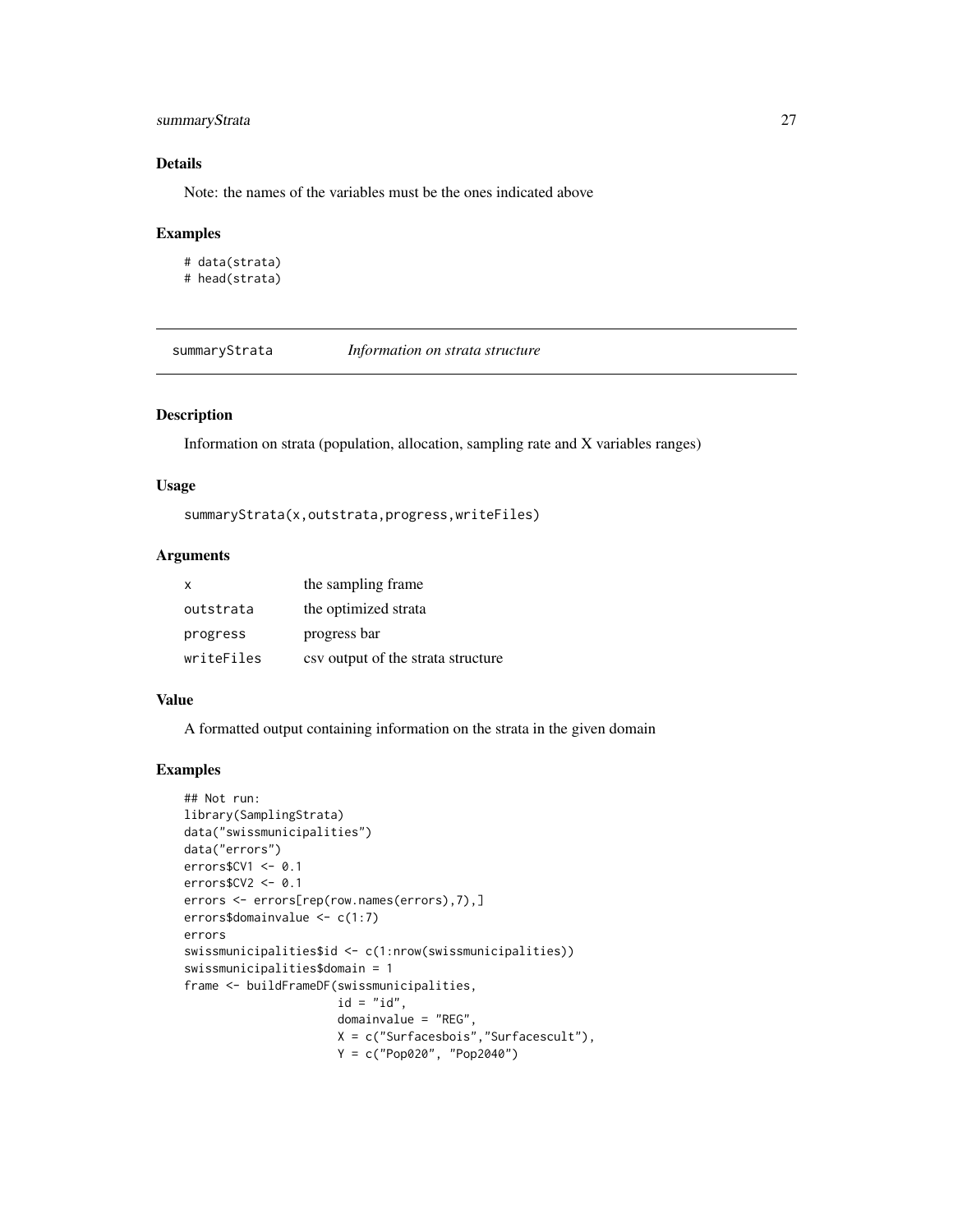### Details

Note: the names of the variables must be the ones indicated above

### Examples

```
# data(strata)
# head(strata)
```

---

## summaryStrata    *Information on strata structure*

---

### Description

Information on strata (population, allocation, sampling rate and X variables ranges)

### Usage

```
summaryStrata(x,outstrata,progress,writeFiles)
```

### Arguments

| | |
|---|---|
| `x` | the sampling frame |
| `outstrata` | the optimized strata |
| `progress` | progress bar |
| `writeFiles` | csv output of the strata structure |

### Value

A formatted output containing information on the strata in the given domain

### Examples

```
## Not run:
library(SamplingStrata)
data("swissmunicipalities")
data("errors")
errors$CV1 <- 0.1
errors$CV2 <- 0.1
errors <- errors[rep(row.names(errors),7),]
errors$domainvalue <- c(1:7)
errors
swissmunicipalities$id <- c(1:nrow(swissmunicipalities))
swissmunicipalities$domain = 1
frame <- buildFrameDF(swissmunicipalities,
                      id = "id",
                      domainvalue = "REG",
                      X = c("Surfacesbois","Surfacescult"),
                      Y = c("Pop020", "Pop2040")
```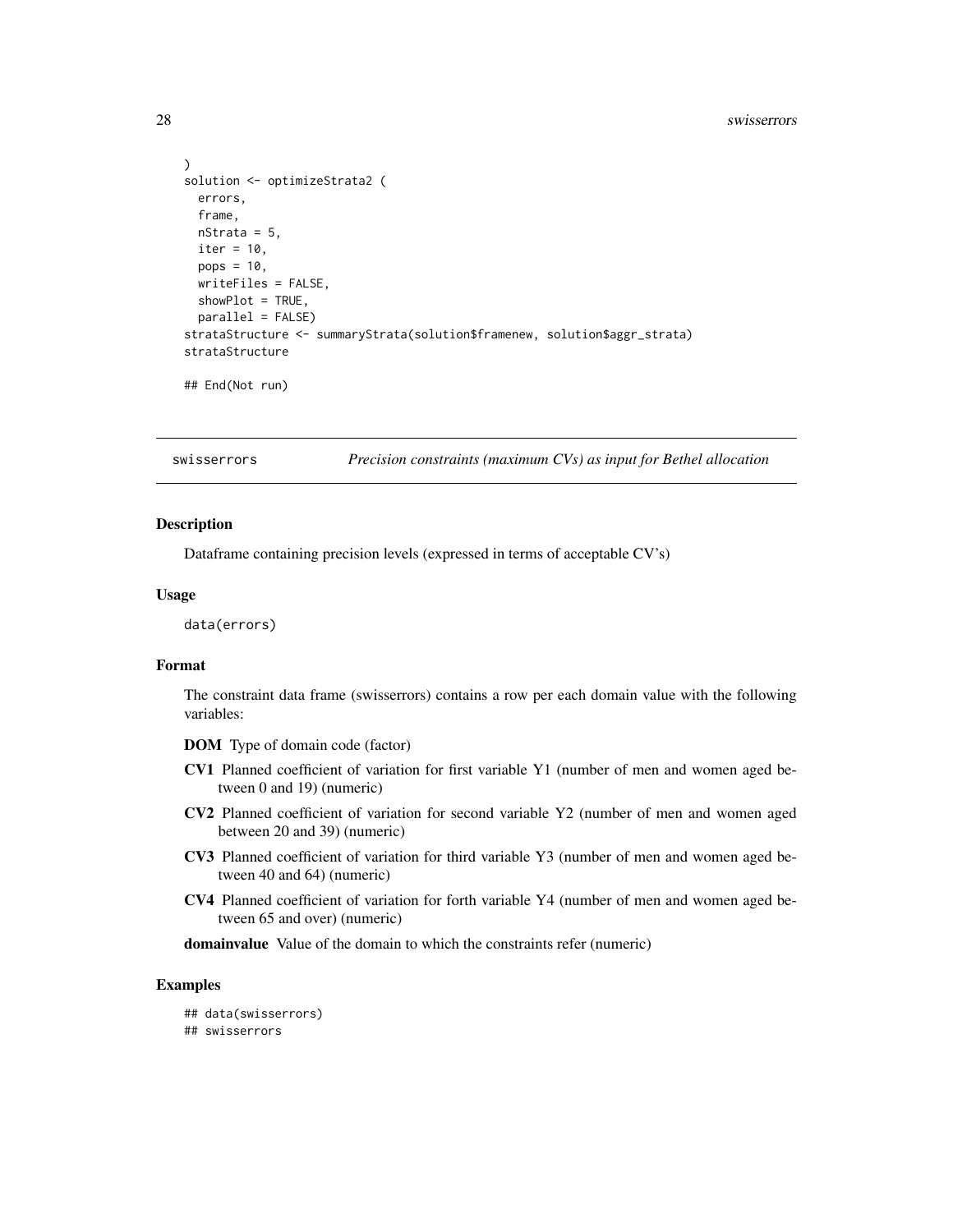```
)
solution <- optimizeStrata2 (
  errors,
  frame,
  nStrata = 5,
  iter = 10,
  pops = 10,
  writeFiles = FALSE,
  showPlot = TRUE,
  parallel = FALSE)
strataStructure <- summaryStrata(solution$framenew, solution$aggr_strata)
strataStructure

## End(Not run)
```

---

## swisserrors — *Precision constraints (maximum CVs) as input for Bethel allocation*

---

### Description

Dataframe containing precision levels (expressed in terms of acceptable CV's)

### Usage

```
data(errors)
```

### Format

The constraint data frame (swisserrors) contains a row per each domain value with the following variables:

- **DOM** Type of domain code (factor)
- **CV1** Planned coefficient of variation for first variable Y1 (number of men and women aged between 0 and 19) (numeric)
- **CV2** Planned coefficient of variation for second variable Y2 (number of men and women aged between 20 and 39) (numeric)
- **CV3** Planned coefficient of variation for third variable Y3 (number of men and women aged between 40 and 64) (numeric)
- **CV4** Planned coefficient of variation for forth variable Y4 (number of men and women aged between 65 and over) (numeric)
- **domainvalue** Value of the domain to which the constraints refer (numeric)

### Examples

```
## data(swisserrors)
## swisserrors
```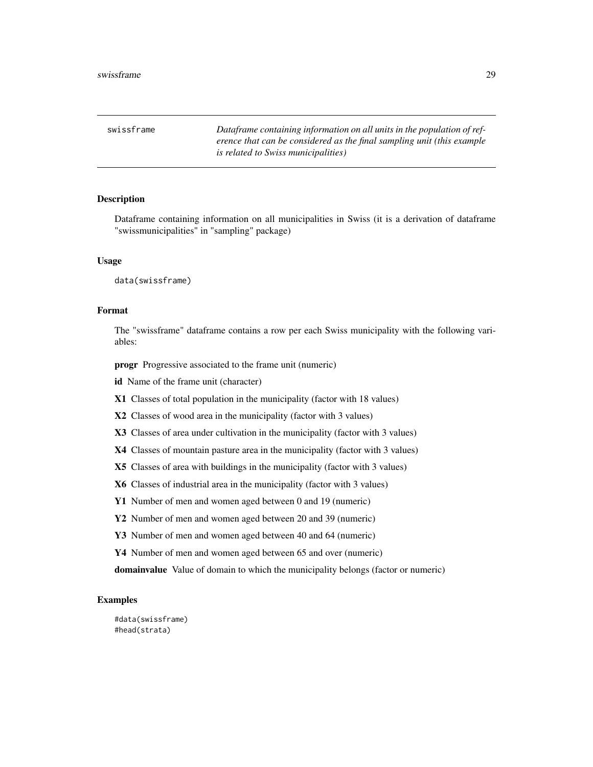swissframe *Dataframe containing information on all units in the population of reference that can be considered as the final sampling unit (this example is related to Swiss municipalities)*

## Description

Dataframe containing information on all municipalities in Swiss (it is a derivation of dataframe "swissmunicipalities" in "sampling" package)

## Usage

```
data(swissframe)
```

## Format

The "swissframe" dataframe contains a row per each Swiss municipality with the following variables:

**progr** Progressive associated to the frame unit (numeric)

**id** Name of the frame unit (character)

**X1** Classes of total population in the municipality (factor with 18 values)

**X2** Classes of wood area in the municipality (factor with 3 values)

**X3** Classes of area under cultivation in the municipality (factor with 3 values)

**X4** Classes of mountain pasture area in the municipality (factor with 3 values)

**X5** Classes of area with buildings in the municipality (factor with 3 values)

**X6** Classes of industrial area in the municipality (factor with 3 values)

**Y1** Number of men and women aged between 0 and 19 (numeric)

**Y2** Number of men and women aged between 20 and 39 (numeric)

**Y3** Number of men and women aged between 40 and 64 (numeric)

**Y4** Number of men and women aged between 65 and over (numeric)

**domainvalue** Value of domain to which the municipality belongs (factor or numeric)

## Examples

```
#data(swissframe)
#head(strata)
```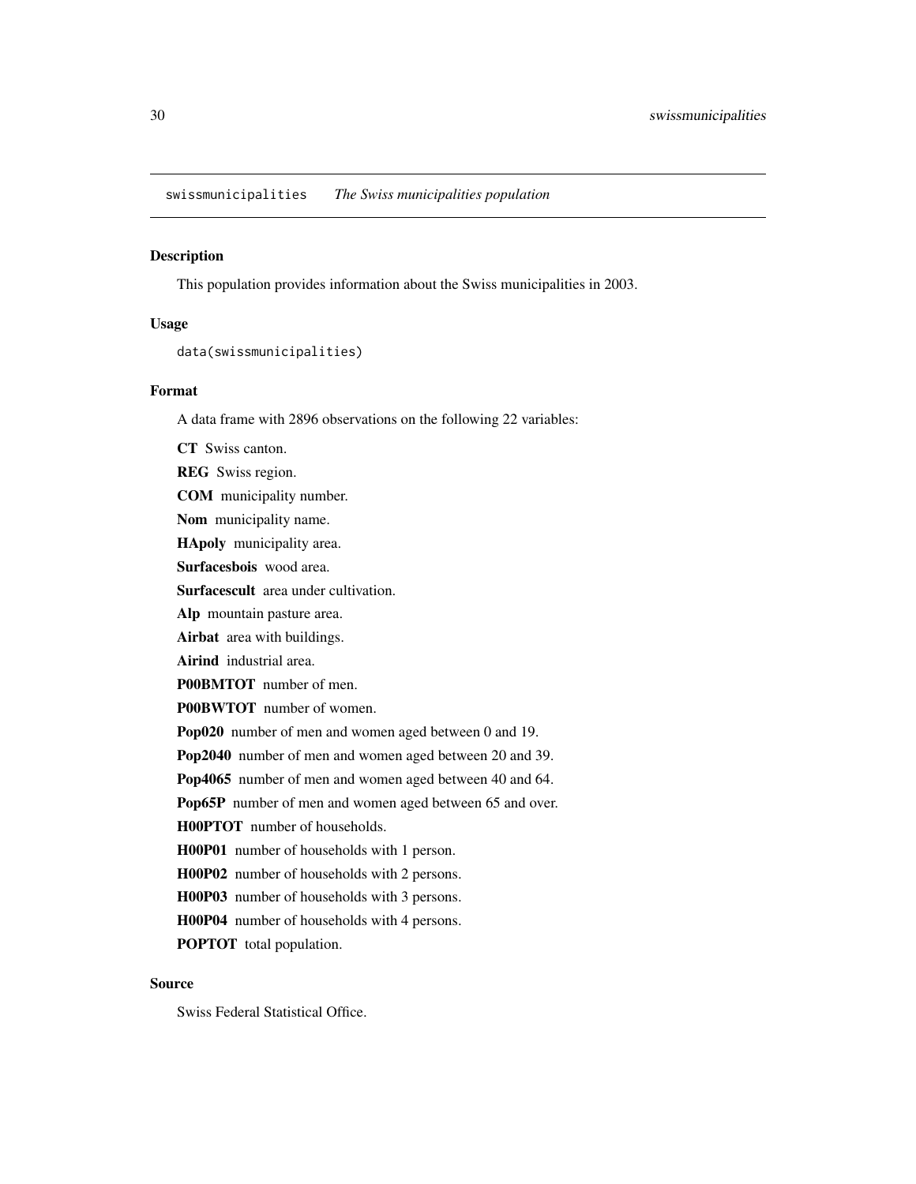`swissmunicipalities` *The Swiss municipalities population*

### Description

This population provides information about the Swiss municipalities in 2003.

### Usage

```
data(swissmunicipalities)
```

### Format

A data frame with 2896 observations on the following 22 variables:

**CT** Swiss canton.

**REG** Swiss region.

**COM** municipality number.

**Nom** municipality name.

**HApoly** municipality area.

**Surfacesbois** wood area.

**Surfacescult** area under cultivation.

**Alp** mountain pasture area.

**Airbat** area with buildings.

**Airind** industrial area.

**P00BMTOT** number of men.

**P00BWTOT** number of women.

**Pop020** number of men and women aged between 0 and 19.

**Pop2040** number of men and women aged between 20 and 39.

**Pop4065** number of men and women aged between 40 and 64.

**Pop65P** number of men and women aged between 65 and over.

**H00PTOT** number of households.

**H00P01** number of households with 1 person.

**H00P02** number of households with 2 persons.

**H00P03** number of households with 3 persons.

**H00P04** number of households with 4 persons.

**POPTOT** total population.

### Source

Swiss Federal Statistical Office.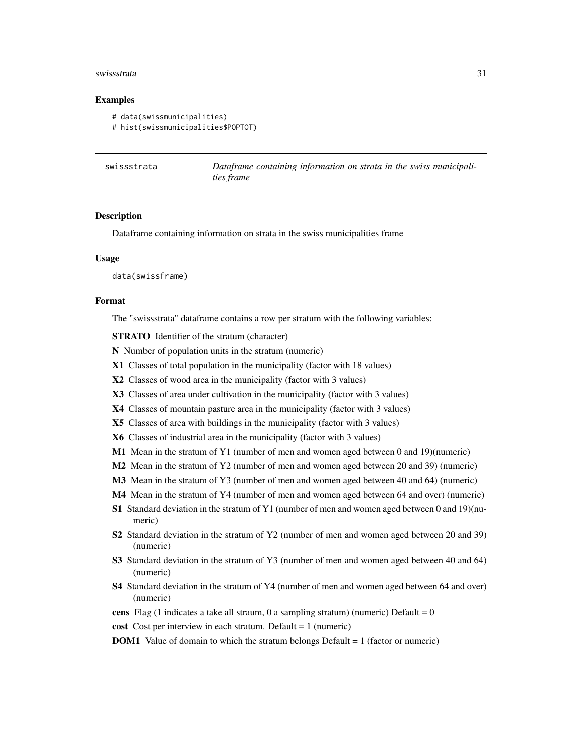## Examples

```
# data(swissmunicipalities)
# hist(swissmunicipalities$POPTOT)
```

---

swissstrata    *Dataframe containing information on strata in the swiss municipalities frame*

---

### Description

Dataframe containing information on strata in the swiss municipalities frame

### Usage

```
data(swissframe)
```

### Format

The "swissstrata" dataframe contains a row per stratum with the following variables:

**STRATO** Identifier of the stratum (character)

**N** Number of population units in the stratum (numeric)

**X1** Classes of total population in the municipality (factor with 18 values)

**X2** Classes of wood area in the municipality (factor with 3 values)

**X3** Classes of area under cultivation in the municipality (factor with 3 values)

**X4** Classes of mountain pasture area in the municipality (factor with 3 values)

**X5** Classes of area with buildings in the municipality (factor with 3 values)

**X6** Classes of industrial area in the municipality (factor with 3 values)

**M1** Mean in the stratum of Y1 (number of men and women aged between 0 and 19)(numeric)

**M2** Mean in the stratum of Y2 (number of men and women aged between 20 and 39) (numeric)

**M3** Mean in the stratum of Y3 (number of men and women aged between 40 and 64) (numeric)

**M4** Mean in the stratum of Y4 (number of men and women aged between 64 and over) (numeric)

**S1** Standard deviation in the stratum of Y1 (number of men and women aged between 0 and 19)(numeric)

**S2** Standard deviation in the stratum of Y2 (number of men and women aged between 20 and 39) (numeric)

**S3** Standard deviation in the stratum of Y3 (number of men and women aged between 40 and 64) (numeric)

**S4** Standard deviation in the stratum of Y4 (number of men and women aged between 64 and over) (numeric)

**cens** Flag (1 indicates a take all straum, 0 a sampling stratum) (numeric) Default = 0

**cost** Cost per interview in each stratum. Default = 1 (numeric)

**DOM1** Value of domain to which the stratum belongs Default = 1 (factor or numeric)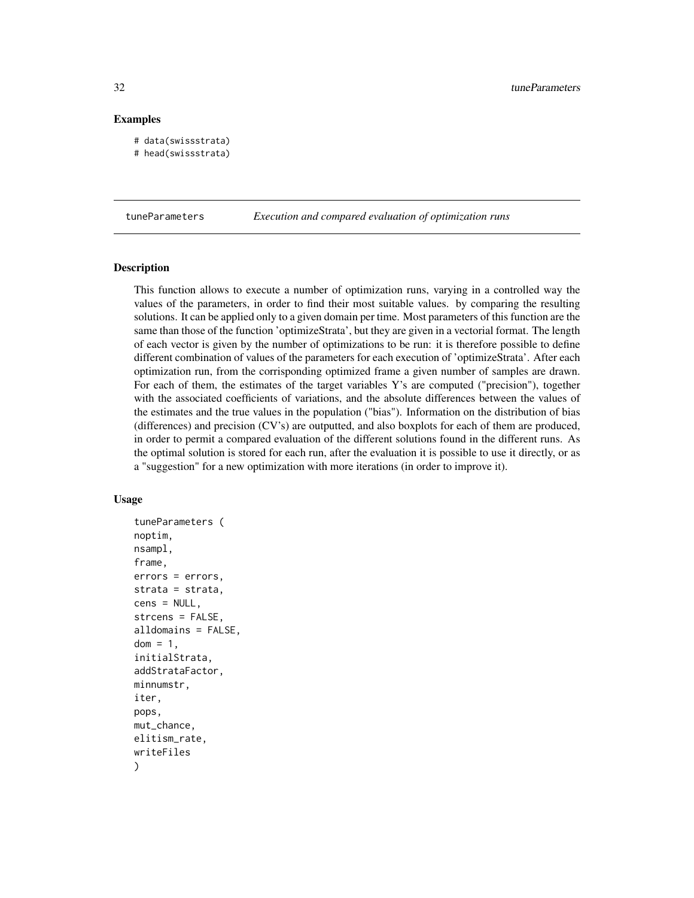### Examples

```
# data(swissstrata)
# head(swissstrata)
```

---

`tuneParameters` *Execution and compared evaluation of optimization runs*

---

### Description

This function allows to execute a number of optimization runs, varying in a controlled way the values of the parameters, in order to find their most suitable values. by comparing the resulting solutions. It can be applied only to a given domain per time. Most parameters of this function are the same than those of the function 'optimizeStrata', but they are given in a vectorial format. The length of each vector is given by the number of optimizations to be run: it is therefore possible to define different combination of values of the parameters for each execution of 'optimizeStrata'. After each optimization run, from the corrisponding optimized frame a given number of samples are drawn. For each of them, the estimates of the target variables Y's are computed ("precision"), together with the associated coefficients of variations, and the absolute differences between the values of the estimates and the true values in the population ("bias"). Information on the distribution of bias (differences) and precision (CV's) are outputted, and also boxplots for each of them are produced, in order to permit a compared evaluation of the different solutions found in the different runs. As the optimal solution is stored for each run, after the evaluation it is possible to use it directly, or as a "suggestion" for a new optimization with more iterations (in order to improve it).

### Usage

```
tuneParameters (
noptim,
nsampl,
frame,
errors = errors,
strata = strata,
cens = NULL,
strcens = FALSE,
alldomains = FALSE,
dom = 1,
initialStrata,
addStrataFactor,
minnumstr,
iter,
pops,
mut_chance,
elitism_rate,
writeFiles
)
```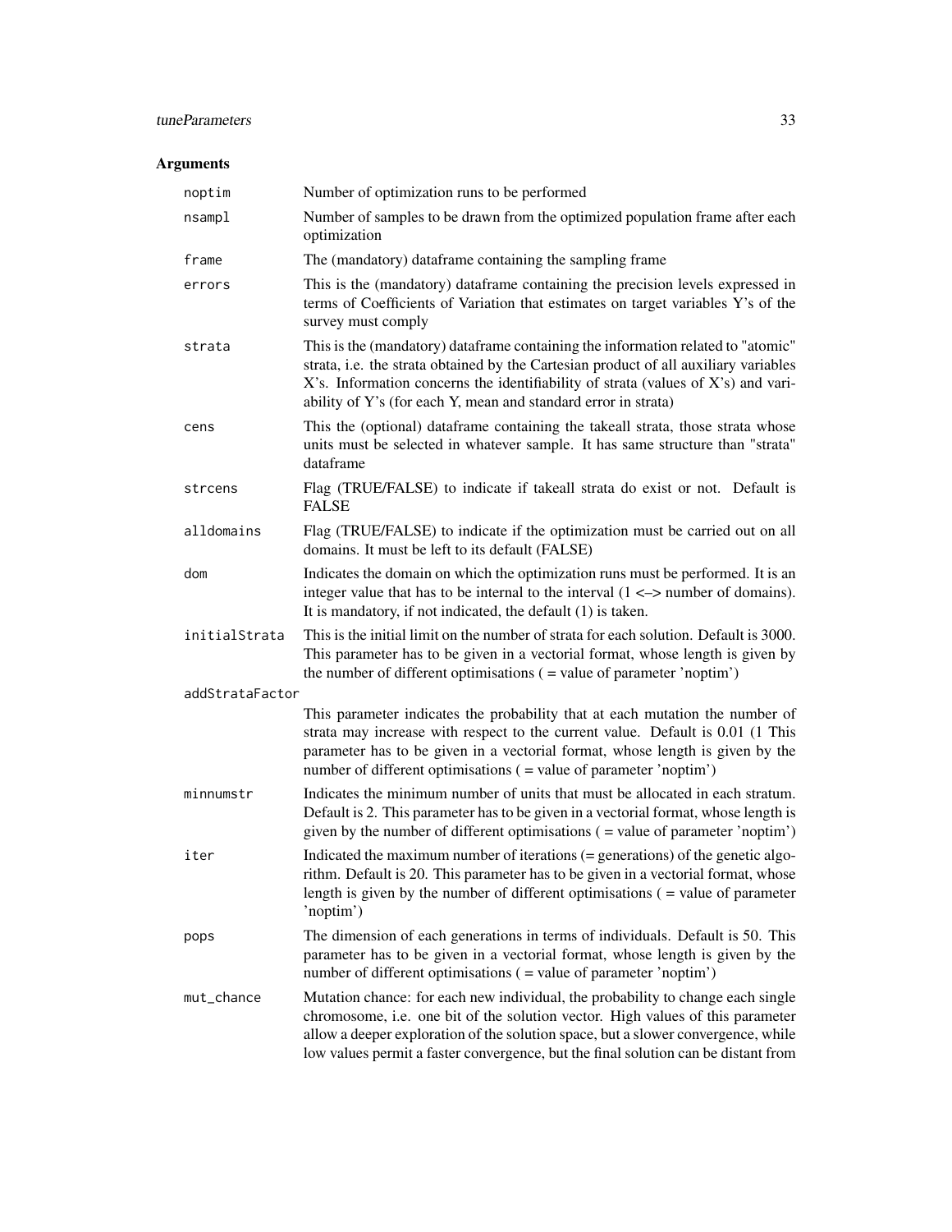### Arguments

| | |
|---|---|
| noptim | Number of optimization runs to be performed |
| nsampl | Number of samples to be drawn from the optimized population frame after each optimization |
| frame | The (mandatory) dataframe containing the sampling frame |
| errors | This is the (mandatory) dataframe containing the precision levels expressed in terms of Coefficients of Variation that estimates on target variables Y's of the survey must comply |
| strata | This is the (mandatory) dataframe containing the information related to "atomic" strata, i.e. the strata obtained by the Cartesian product of all auxiliary variables X's. Information concerns the identifiability of strata (values of X's) and variability of Y's (for each Y, mean and standard error in strata) |
| cens | This the (optional) dataframe containing the takeall strata, those strata whose units must be selected in whatever sample. It has same structure than "strata" dataframe |
| strcens | Flag (TRUE/FALSE) to indicate if takeall strata do exist or not. Default is FALSE |
| alldomains | Flag (TRUE/FALSE) to indicate if the optimization must be carried out on all domains. It must be left to its default (FALSE) |
| dom | Indicates the domain on which the optimization runs must be performed. It is an integer value that has to be internal to the interval (1 <–> number of domains). It is mandatory, if not indicated, the default (1) is taken. |
| initialStrata | This is the initial limit on the number of strata for each solution. Default is 3000. This parameter has to be given in a vectorial format, whose length is given by the number of different optimisations ( = value of parameter 'noptim') |
| addStrataFactor | This parameter indicates the probability that at each mutation the number of strata may increase with respect to the current value. Default is 0.01 (1 This parameter has to be given in a vectorial format, whose length is given by the number of different optimisations ( = value of parameter 'noptim') |
| minnumstr | Indicates the minimum number of units that must be allocated in each stratum. Default is 2. This parameter has to be given in a vectorial format, whose length is given by the number of different optimisations ( = value of parameter 'noptim') |
| iter | Indicated the maximum number of iterations (= generations) of the genetic algorithm. Default is 20. This parameter has to be given in a vectorial format, whose length is given by the number of different optimisations ( = value of parameter 'noptim') |
| pops | The dimension of each generations in terms of individuals. Default is 50. This parameter has to be given in a vectorial format, whose length is given by the number of different optimisations ( = value of parameter 'noptim') |
| mut_chance | Mutation chance: for each new individual, the probability to change each single chromosome, i.e. one bit of the solution vector. High values of this parameter allow a deeper exploration of the solution space, but a slower convergence, while low values permit a faster convergence, but the final solution can be distant from |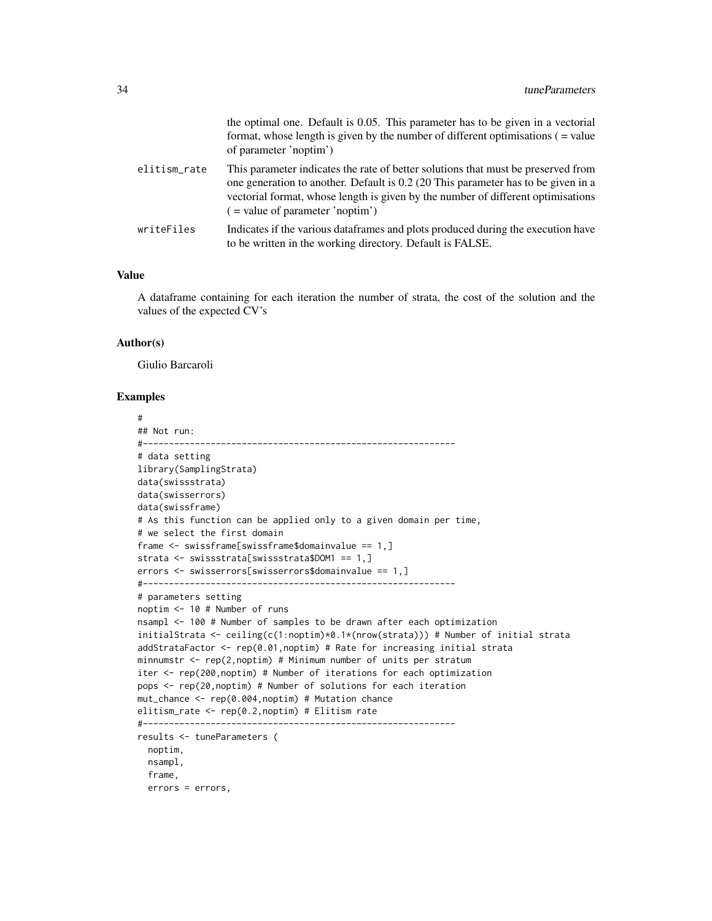the optimal one. Default is 0.05. This parameter has to be given in a vectorial format, whose length is given by the number of different optimisations ( = value of parameter 'noptim')

elitism_rate
: This parameter indicates the rate of better solutions that must be preserved from one generation to another. Default is 0.2 (20 This parameter has to be given in a vectorial format, whose length is given by the number of different optimisations ( = value of parameter 'noptim')

writeFiles
: Indicates if the various dataframes and plots produced during the execution have to be written in the working directory. Default is FALSE.

### Value

A dataframe containing for each iteration the number of strata, the cost of the solution and the values of the expected CV's

### Author(s)

Giulio Barcaroli

### Examples

```
#
## Not run:
#------------------------------------------------------------
# data setting
library(SamplingStrata)
data(swissstrata)
data(swisserrors)
data(swissframe)
# As this function can be applied only to a given domain per time,
# we select the first domain
frame <- swissframe[swissframe$domainvalue == 1,]
strata <- swissstrata[swissstrata$DOM1 == 1,]
errors <- swisserrors[swisserrors$domainvalue == 1,]
#------------------------------------------------------------
# parameters setting
noptim <- 10 # Number of runs
nsampl <- 100 # Number of samples to be drawn after each optimization
initialStrata <- ceiling(c(1:noptim)*0.1*(nrow(strata))) # Number of initial strata
addStrataFactor <- rep(0.01,noptim) # Rate for increasing initial strata
minnumstr <- rep(2,noptim) # Minimum number of units per stratum
iter <- rep(200,noptim) # Number of iterations for each optimization
pops <- rep(20,noptim) # Number of solutions for each iteration
mut_chance <- rep(0.004,noptim) # Mutation chance
elitism_rate <- rep(0.2,noptim) # Elitism rate
#------------------------------------------------------------
results <- tuneParameters (
  noptim,
  nsampl,
  frame,
  errors = errors,
```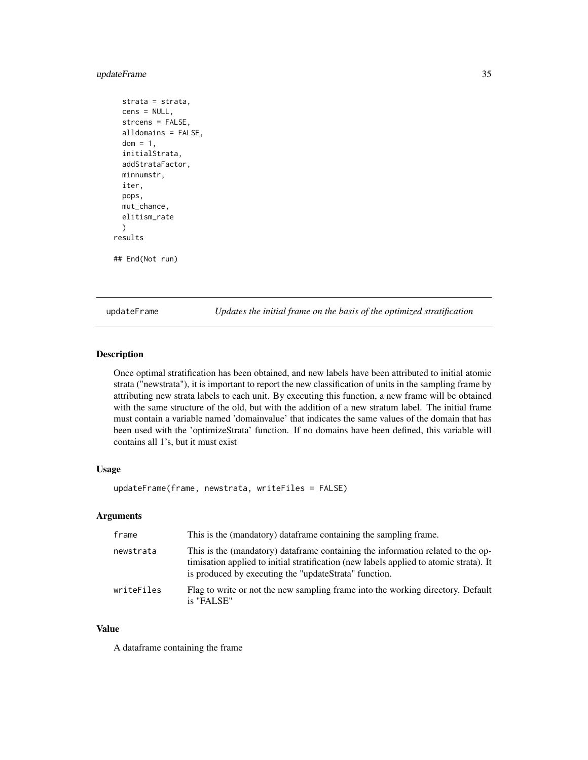```
    strata = strata,
    cens = NULL,
    strcens = FALSE,
    alldomains = FALSE,
    dom = 1,
    initialStrata,
    addStrataFactor,
    minnumstr,
    iter,
    pops,
    mut_chance,
    elitism_rate
    )
results

## End(Not run)
```

---

## updateFrame *Updates the initial frame on the basis of the optimized stratification*

---

### Description

Once optimal stratification has been obtained, and new labels have been attributed to initial atomic strata ("newstrata"), it is important to report the new classification of units in the sampling frame by attributing new strata labels to each unit. By executing this function, a new frame will be obtained with the same structure of the old, but with the addition of a new stratum label. The initial frame must contain a variable named 'domainvalue' that indicates the same values of the domain that has been used with the 'optimizeStrata' function. If no domains have been defined, this variable will contains all 1's, but it must exist

### Usage

```
updateFrame(frame, newstrata, writeFiles = FALSE)
```

### Arguments

| | |
|---|---|
| frame | This is the (mandatory) dataframe containing the sampling frame. |
| newstrata | This is the (mandatory) dataframe containing the information related to the optimisation applied to initial stratification (new labels applied to atomic strata). It is produced by executing the "updateStrata" function. |
| writeFiles | Flag to write or not the new sampling frame into the working directory. Default is "FALSE" |

### Value

A dataframe containing the frame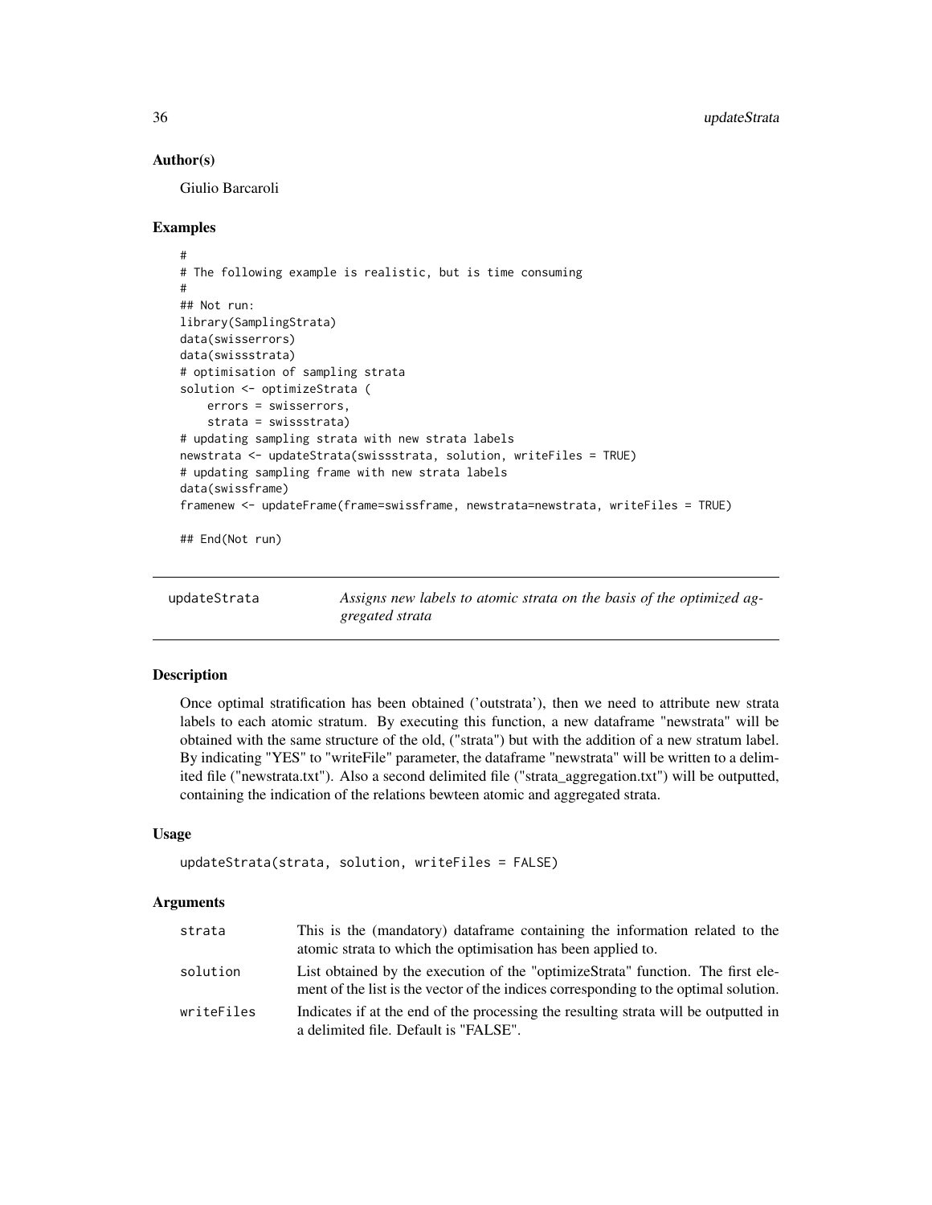## Author(s)

Giulio Barcaroli

## Examples

```
#
# The following example is realistic, but is time consuming
#
## Not run:
library(SamplingStrata)
data(swisserrors)
data(swissstrata)
# optimisation of sampling strata
solution <- optimizeStrata (
    errors = swisserrors,
    strata = swissstrata)
# updating sampling strata with new strata labels
newstrata <- updateStrata(swissstrata, solution, writeFiles = TRUE)
# updating sampling frame with new strata labels
data(swissframe)
framenew <- updateFrame(frame=swissframe, newstrata=newstrata, writeFiles = TRUE)

## End(Not run)
```

---

# updateStrata — *Assigns new labels to atomic strata on the basis of the optimized aggregated strata*

---

## Description

Once optimal stratification has been obtained ('outstrata'), then we need to attribute new strata labels to each atomic stratum. By executing this function, a new dataframe "newstrata" will be obtained with the same structure of the old, ("strata") but with the addition of a new stratum label. By indicating "YES" to "writeFile" parameter, the dataframe "newstrata" will be written to a delimited file ("newstrata.txt"). Also a second delimited file ("strata_aggregation.txt") will be outputted, containing the indication of the relations bewteen atomic and aggregated strata.

## Usage

```
updateStrata(strata, solution, writeFiles = FALSE)
```

## Arguments

| | |
|---|---|
| strata | This is the (mandatory) dataframe containing the information related to the atomic strata to which the optimisation has been applied to. |
| solution | List obtained by the execution of the "optimizeStrata" function. The first element of the list is the vector of the indices corresponding to the optimal solution. |
| writeFiles | Indicates if at the end of the processing the resulting strata will be outputted in a delimited file. Default is "FALSE". |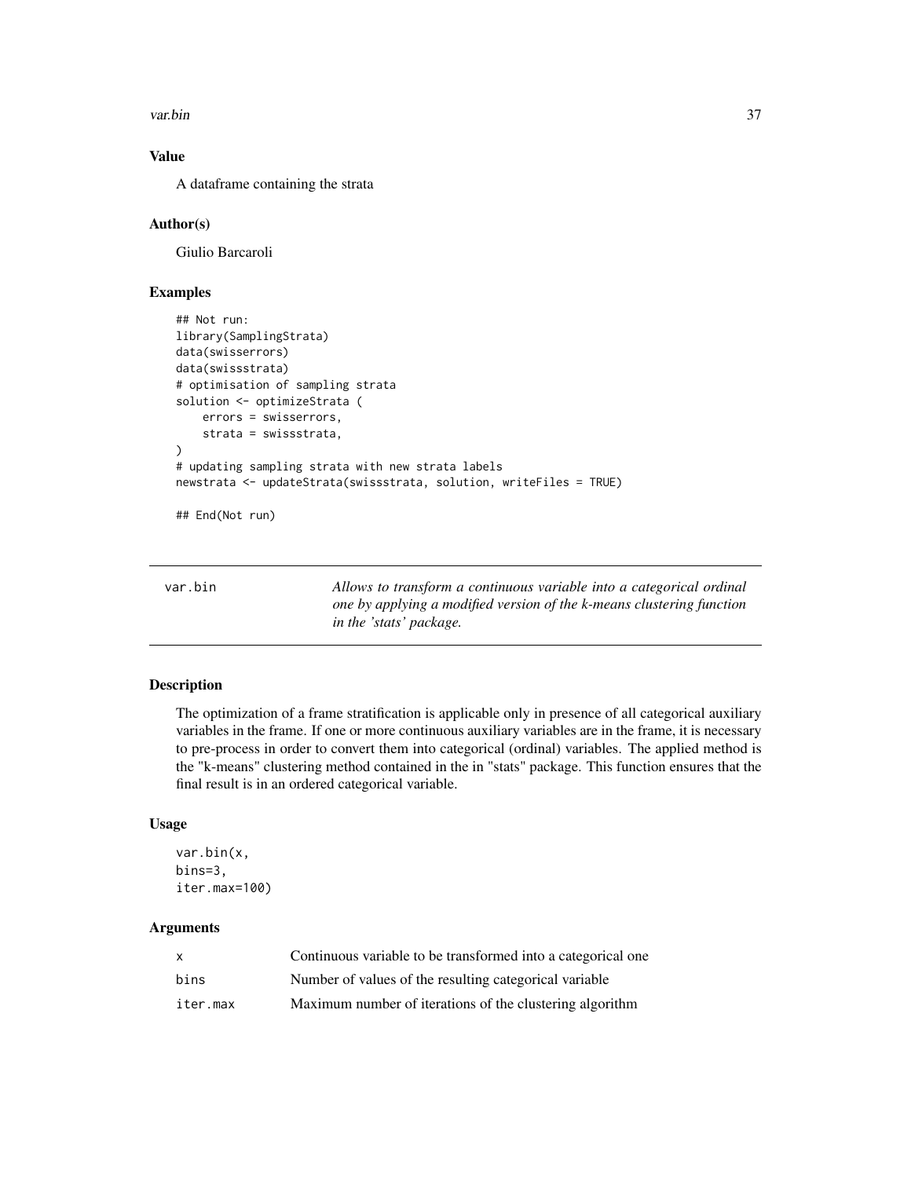### Value

A dataframe containing the strata

### Author(s)

Giulio Barcaroli

### Examples

```
## Not run:
library(SamplingStrata)
data(swisserrors)
data(swissstrata)
# optimisation of sampling strata
solution <- optimizeStrata (
    errors = swisserrors,
    strata = swissstrata,
)
# updating sampling strata with new strata labels
newstrata <- updateStrata(swissstrata, solution, writeFiles = TRUE)

## End(Not run)
```

---

## var.bin

*Allows to transform a continuous variable into a categorical ordinal one by applying a modified version of the k-means clustering function in the 'stats' package.*

---

### Description

The optimization of a frame stratification is applicable only in presence of all categorical auxiliary variables in the frame. If one or more continuous auxiliary variables are in the frame, it is necessary to pre-process in order to convert them into categorical (ordinal) variables. The applied method is the "k-means" clustering method contained in the in "stats" package. This function ensures that the final result is in an ordered categorical variable.

### Usage

```
var.bin(x,
bins=3,
iter.max=100)
```

### Arguments

| | |
|---|---|
| x | Continuous variable to be transformed into a categorical one |
| bins | Number of values of the resulting categorical variable |
| iter.max | Maximum number of iterations of the clustering algorithm |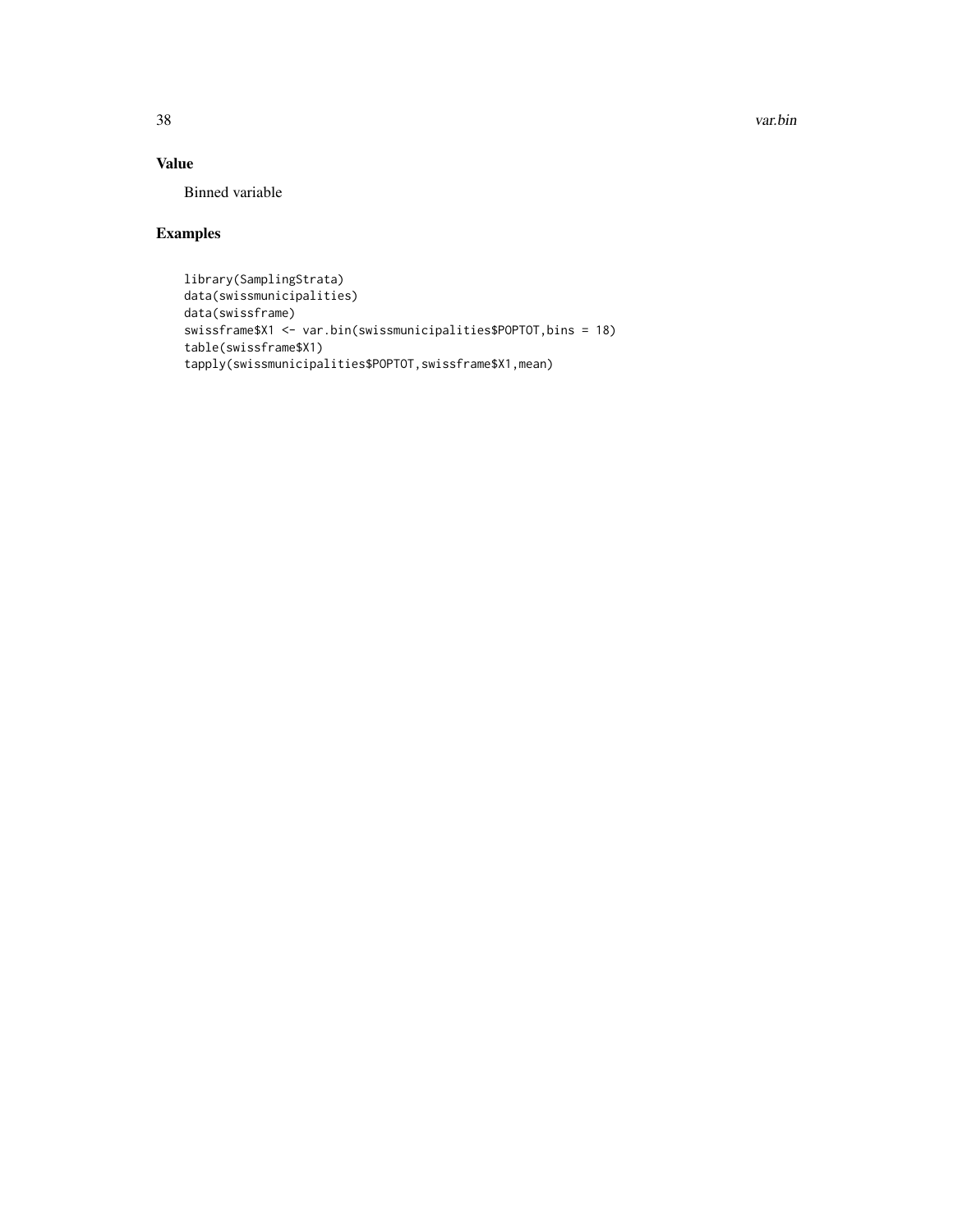## Value

Binned variable

## Examples

```
library(SamplingStrata)
data(swissmunicipalities)
data(swissframe)
swissframe$X1 <- var.bin(swissmunicipalities$POPTOT,bins = 18)
table(swissframe$X1)
tapply(swissmunicipalities$POPTOT,swissframe$X1,mean)
```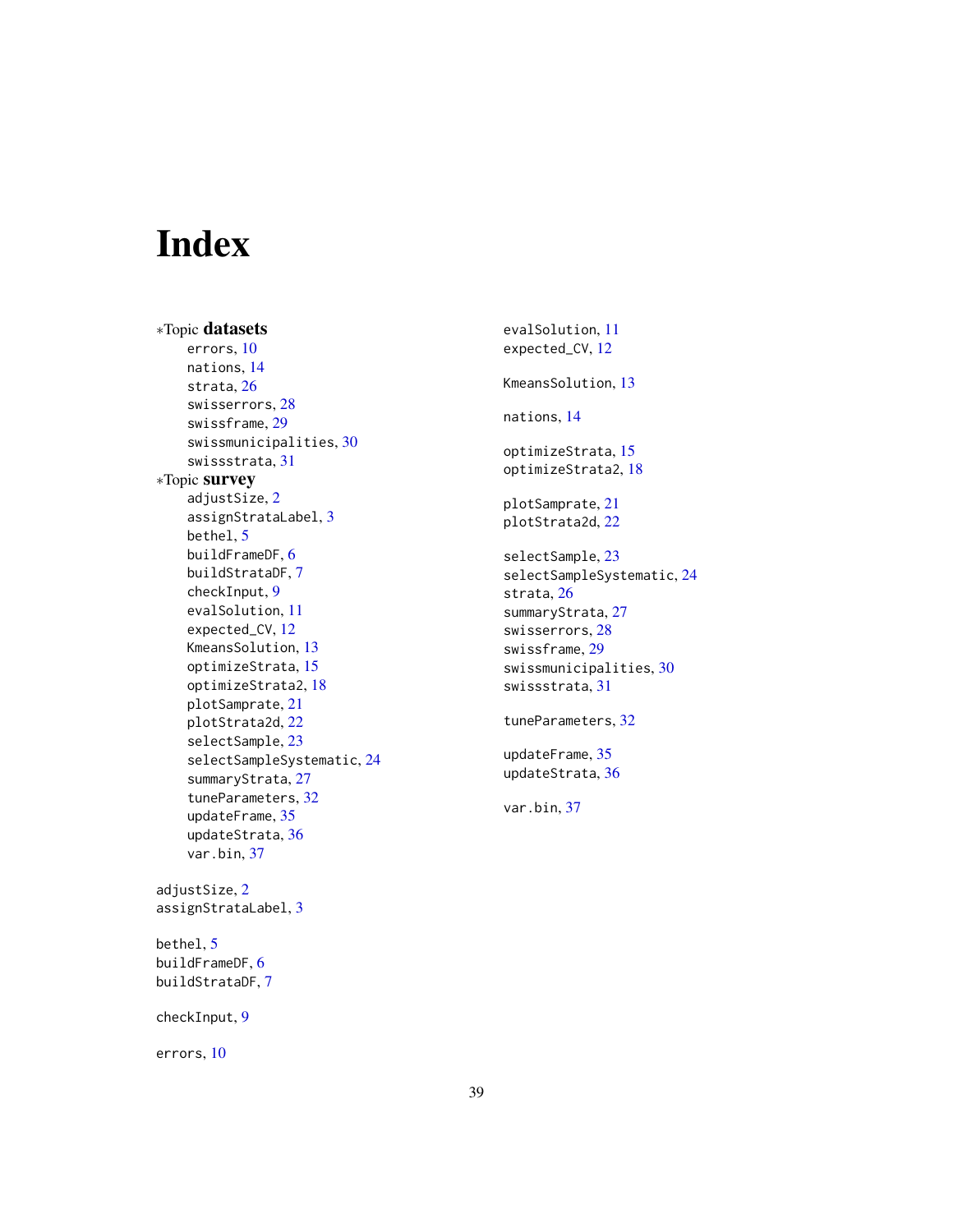# Index

*Topic **datasets**
- errors, 10
- nations, 14
- strata, 26
- swisserrors, 28
- swissframe, 29
- swissmunicipalities, 30
- swissstrata, 31

*Topic **survey**
- adjustSize, 2
- assignStrataLabel, 3
- bethel, 5
- buildFrameDF, 6
- buildStrataDF, 7
- checkInput, 9
- evalSolution, 11
- expected_CV, 12
- KmeansSolution, 13
- optimizeStrata, 15
- optimizeStrata2, 18
- plotSamprate, 21
- plotStrata2d, 22
- selectSample, 23
- selectSampleSystematic, 24
- summaryStrata, 27
- tuneParameters, 32
- updateFrame, 35
- updateStrata, 36
- var.bin, 37

adjustSize, 2
assignStrataLabel, 3

bethel, 5
buildFrameDF, 6
buildStrataDF, 7

checkInput, 9

errors, 10
evalSolution, 11
expected_CV, 12

KmeansSolution, 13

nations, 14

optimizeStrata, 15
optimizeStrata2, 18

plotSamprate, 21
plotStrata2d, 22

selectSample, 23
selectSampleSystematic, 24
strata, 26
summaryStrata, 27
swisserrors, 28
swissframe, 29
swissmunicipalities, 30
swissstrata, 31

tuneParameters, 32

updateFrame, 35
updateStrata, 36

var.bin, 37